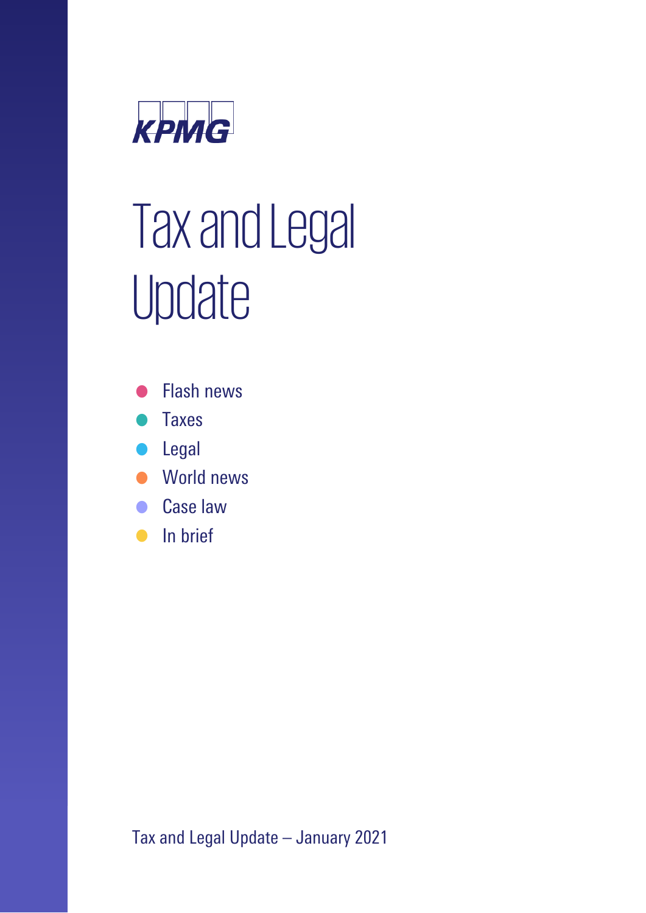KPMG

# Tax and Legal Update

- Flash news
- Taxes
- Legal
- World news
- Case law
- In brief

Tax and Legal Update – January 2021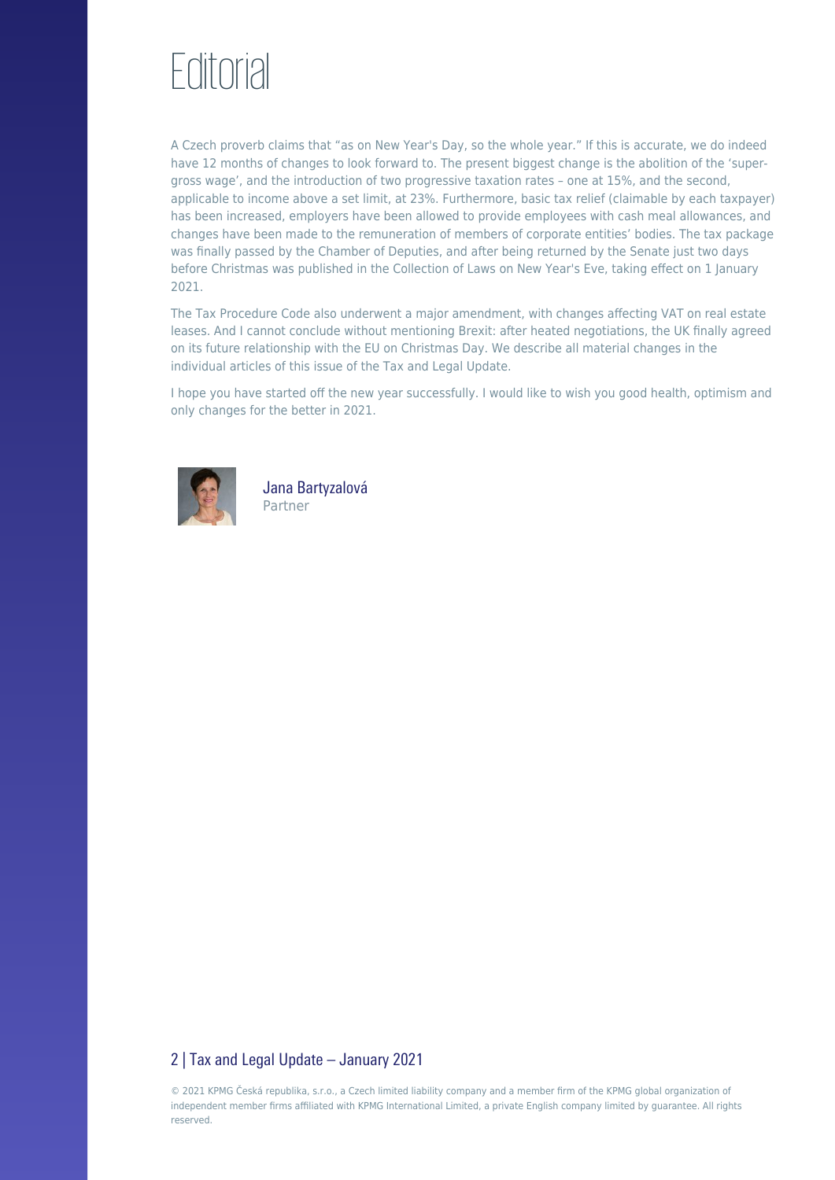# Editorial

A Czech proverb claims that "as on New Year's Day, so the whole year." If this is accurate, we do indeed have 12 months of changes to look forward to. The present biggest change is the abolition of the 'super-gross wage', and the introduction of two progressive taxation rates – one at 15%, and the second, applicable to income above a set limit, at 23%. Furthermore, basic tax relief (claimable by each taxpayer) has been increased, employers have been allowed to provide employees with cash meal allowances, and changes have been made to the remuneration of members of corporate entities' bodies. The tax package was finally passed by the Chamber of Deputies, and after being returned by the Senate just two days before Christmas was published in the Collection of Laws on New Year's Eve, taking effect on 1 January 2021.

The Tax Procedure Code also underwent a major amendment, with changes affecting VAT on real estate leases. And I cannot conclude without mentioning Brexit: after heated negotiations, the UK finally agreed on its future relationship with the EU on Christmas Day. We describe all material changes in the individual articles of this issue of the Tax and Legal Update.

I hope you have started off the new year successfully. I would like to wish you good health, optimism and only changes for the better in 2021.

Jana Bartyzalová
Partner

© 2021 KPMG Česká republika, s.r.o., a Czech limited liability company and a member firm of the KPMG global organization of independent member firms affiliated with KPMG International Limited, a private English company limited by guarantee. All rights reserved.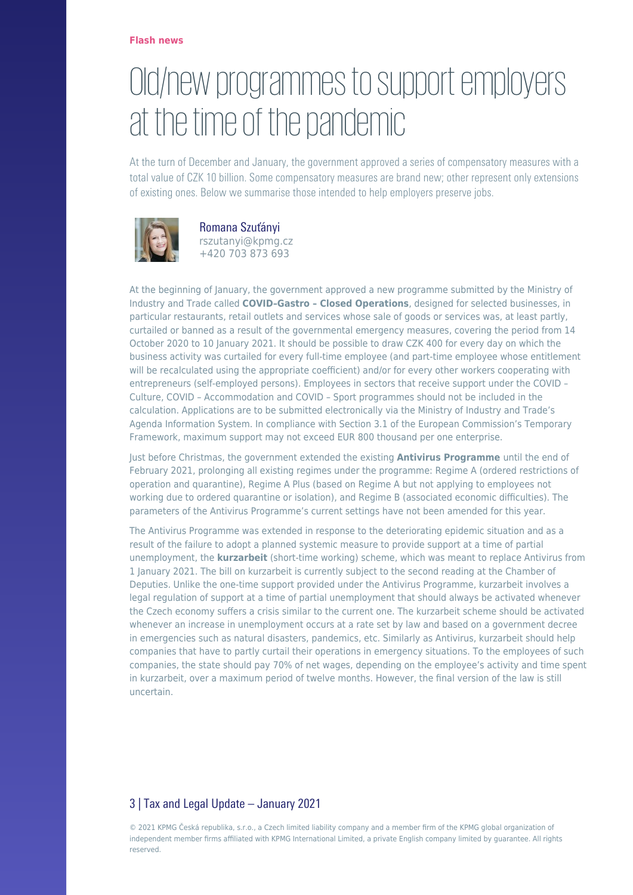**Flash news**

# Old/new programmes to support employers at the time of the pandemic

At the turn of December and January, the government approved a series of compensatory measures with a total value of CZK 10 billion. Some compensatory measures are brand new; other represent only extensions of existing ones. Below we summarise those intended to help employers preserve jobs.

Romana Szuťányi
rszutanyi@kpmg.cz
+420 703 873 693

At the beginning of January, the government approved a new programme submitted by the Ministry of Industry and Trade called **COVID-Gastro – Closed Operations**, designed for selected businesses, in particular restaurants, retail outlets and services whose sale of goods or services was, at least partly, curtailed or banned as a result of the governmental emergency measures, covering the period from 14 October 2020 to 10 January 2021. It should be possible to draw CZK 400 for every day on which the business activity was curtailed for every full-time employee (and part-time employee whose entitlement will be recalculated using the appropriate coefficient) and/or for every other workers cooperating with entrepreneurs (self-employed persons). Employees in sectors that receive support under the COVID – Culture, COVID – Accommodation and COVID – Sport programmes should not be included in the calculation. Applications are to be submitted electronically via the Ministry of Industry and Trade's Agenda Information System. In compliance with Section 3.1 of the European Commission's Temporary Framework, maximum support may not exceed EUR 800 thousand per one enterprise.

Just before Christmas, the government extended the existing **Antivirus Programme** until the end of February 2021, prolonging all existing regimes under the programme: Regime A (ordered restrictions of operation and quarantine), Regime A Plus (based on Regime A but not applying to employees not working due to ordered quarantine or isolation), and Regime B (associated economic difficulties). The parameters of the Antivirus Programme's current settings have not been amended for this year.

The Antivirus Programme was extended in response to the deteriorating epidemic situation and as a result of the failure to adopt a planned systemic measure to provide support at a time of partial unemployment, the **kurzarbeit** (short-time working) scheme, which was meant to replace Antivirus from 1 January 2021. The bill on kurzarbeit is currently subject to the second reading at the Chamber of Deputies. Unlike the one-time support provided under the Antivirus Programme, kurzarbeit involves a legal regulation of support at a time of partial unemployment that should always be activated whenever the Czech economy suffers a crisis similar to the current one. The kurzarbeit scheme should be activated whenever an increase in unemployment occurs at a rate set by law and based on a government decree in emergencies such as natural disasters, pandemics, etc. Similarly as Antivirus, kurzarbeit should help companies that have to partly curtail their operations in emergency situations. To the employees of such companies, the state should pay 70% of net wages, depending on the employee's activity and time spent in kurzarbeit, over a maximum period of twelve months. However, the final version of the law is still uncertain.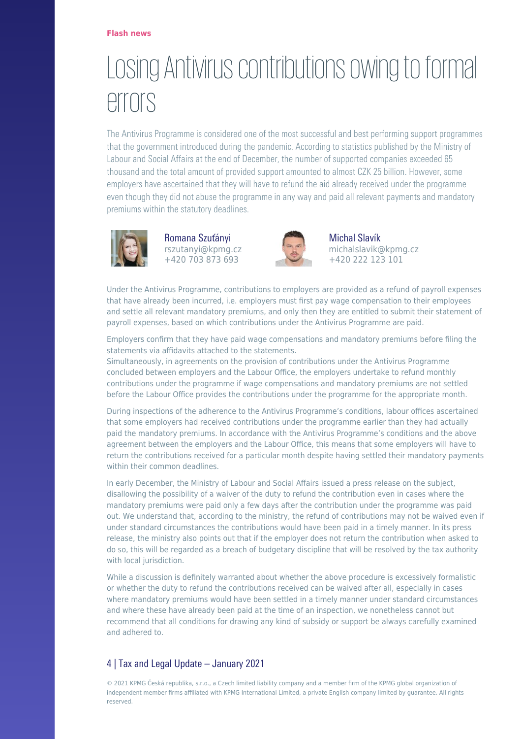**Flash news**

# Losing Antivirus contributions owing to formal errors

The Antivirus Programme is considered one of the most successful and best performing support programmes that the government introduced during the pandemic. According to statistics published by the Ministry of Labour and Social Affairs at the end of December, the number of supported companies exceeded 65 thousand and the total amount of provided support amounted to almost CZK 25 billion. However, some employers have ascertained that they will have to refund the aid already received under the programme even though they did not abuse the programme in any way and paid all relevant payments and mandatory premiums within the statutory deadlines.

Romana Szuťányi
rszutanyi@kpmg.cz
+420 703 873 693

Michal Slavík
michalslavik@kpmg.cz
+420 222 123 101

Under the Antivirus Programme, contributions to employers are provided as a refund of payroll expenses that have already been incurred, i.e. employers must first pay wage compensation to their employees and settle all relevant mandatory premiums, and only then they are entitled to submit their statement of payroll expenses, based on which contributions under the Antivirus Programme are paid.

Employers confirm that they have paid wage compensations and mandatory premiums before filing the statements via affidavits attached to the statements.
Simultaneously, in agreements on the provision of contributions under the Antivirus Programme concluded between employers and the Labour Office, the employers undertake to refund monthly contributions under the programme if wage compensations and mandatory premiums are not settled before the Labour Office provides the contributions under the programme for the appropriate month.

During inspections of the adherence to the Antivirus Programme's conditions, labour offices ascertained that some employers had received contributions under the programme earlier than they had actually paid the mandatory premiums. In accordance with the Antivirus Programme's conditions and the above agreement between the employers and the Labour Office, this means that some employers will have to return the contributions received for a particular month despite having settled their mandatory payments within their common deadlines.

In early December, the Ministry of Labour and Social Affairs issued a press release on the subject, disallowing the possibility of a waiver of the duty to refund the contribution even in cases where the mandatory premiums were paid only a few days after the contribution under the programme was paid out. We understand that, according to the ministry, the refund of contributions may not be waived even if under standard circumstances the contributions would have been paid in a timely manner. In its press release, the ministry also points out that if the employer does not return the contribution when asked to do so, this will be regarded as a breach of budgetary discipline that will be resolved by the tax authority with local jurisdiction.

While a discussion is definitely warranted about whether the above procedure is excessively formalistic or whether the duty to refund the contributions received can be waived after all, especially in cases where mandatory premiums would have been settled in a timely manner under standard circumstances and where these have already been paid at the time of an inspection, we nonetheless cannot but recommend that all conditions for drawing any kind of subsidy or support be always carefully examined and adhered to.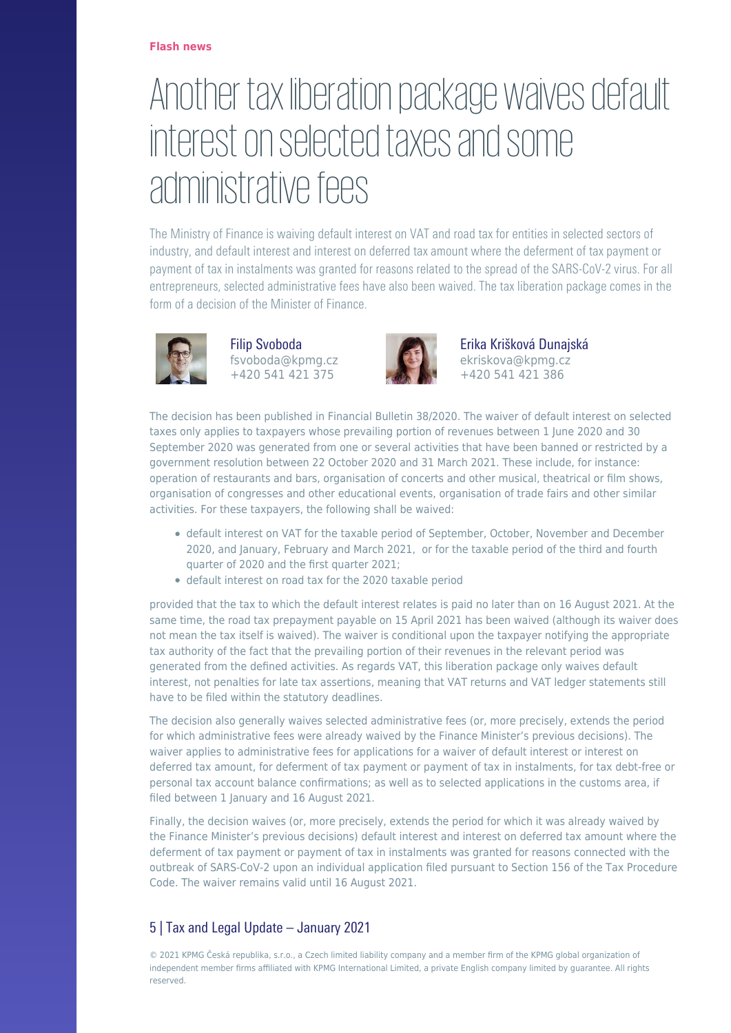**Flash news**

# Another tax liberation package waives default interest on selected taxes and some administrative fees

The Ministry of Finance is waiving default interest on VAT and road tax for entities in selected sectors of industry, and default interest and interest on deferred tax amount where the deferment of tax payment or payment of tax in instalments was granted for reasons related to the spread of the SARS-CoV-2 virus. For all entrepreneurs, selected administrative fees have also been waived. The tax liberation package comes in the form of a decision of the Minister of Finance.

Filip Svoboda
fsvoboda@kpmg.cz
+420 541 421 375

Erika Krišková Dunajská
ekriskova@kpmg.cz
+420 541 421 386

The decision has been published in Financial Bulletin 38/2020. The waiver of default interest on selected taxes only applies to taxpayers whose prevailing portion of revenues between 1 June 2020 and 30 September 2020 was generated from one or several activities that have been banned or restricted by a government resolution between 22 October 2020 and 31 March 2021. These include, for instance: operation of restaurants and bars, organisation of concerts and other musical, theatrical or film shows, organisation of congresses and other educational events, organisation of trade fairs and other similar activities. For these taxpayers, the following shall be waived:

- default interest on VAT for the taxable period of September, October, November and December 2020, and January, February and March 2021, or for the taxable period of the third and fourth quarter of 2020 and the first quarter 2021;
- default interest on road tax for the 2020 taxable period

provided that the tax to which the default interest relates is paid no later than on 16 August 2021. At the same time, the road tax prepayment payable on 15 April 2021 has been waived (although its waiver does not mean the tax itself is waived). The waiver is conditional upon the taxpayer notifying the appropriate tax authority of the fact that the prevailing portion of their revenues in the relevant period was generated from the defined activities. As regards VAT, this liberation package only waives default interest, not penalties for late tax assertions, meaning that VAT returns and VAT ledger statements still have to be filed within the statutory deadlines.

The decision also generally waives selected administrative fees (or, more precisely, extends the period for which administrative fees were already waived by the Finance Minister's previous decisions). The waiver applies to administrative fees for applications for a waiver of default interest or interest on deferred tax amount, for deferment of tax payment or payment of tax in instalments, for tax debt-free or personal tax account balance confirmations; as well as to selected applications in the customs area, if filed between 1 January and 16 August 2021.

Finally, the decision waives (or, more precisely, extends the period for which it was already waived by the Finance Minister's previous decisions) default interest and interest on deferred tax amount where the deferment of tax payment or payment of tax in instalments was granted for reasons connected with the outbreak of SARS-CoV-2 upon an individual application filed pursuant to Section 156 of the Tax Procedure Code. The waiver remains valid until 16 August 2021.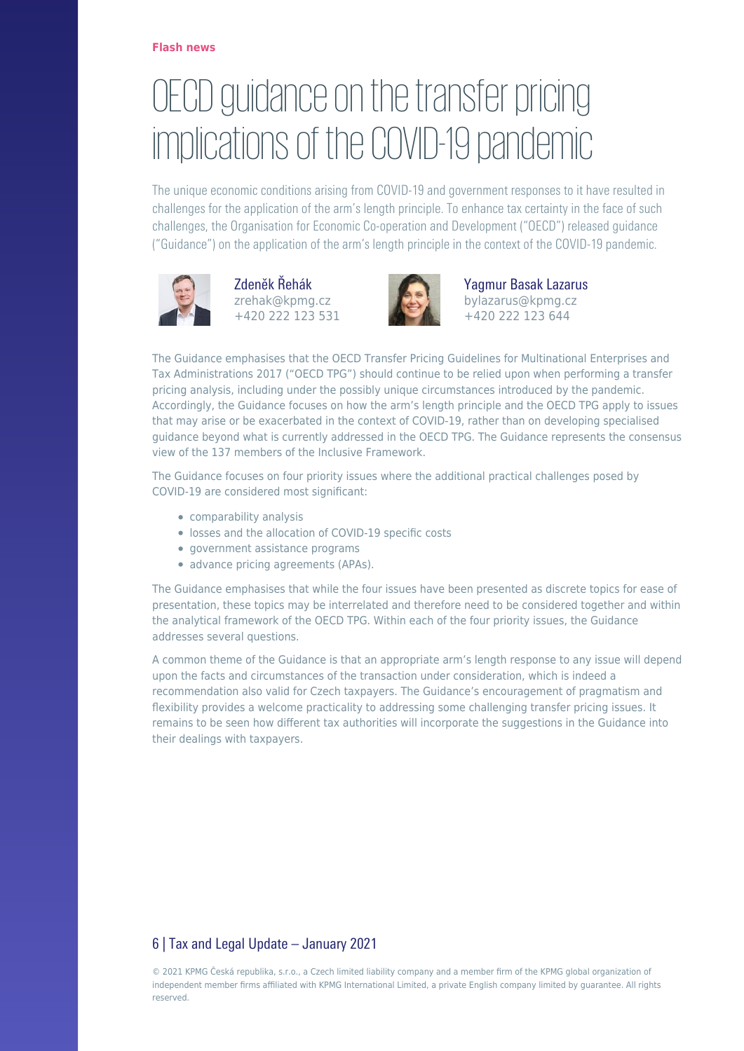**Flash news**

# OECD guidance on the transfer pricing implications of the COVID-19 pandemic

The unique economic conditions arising from COVID-19 and government responses to it have resulted in challenges for the application of the arm's length principle. To enhance tax certainty in the face of such challenges, the Organisation for Economic Co-operation and Development ("OECD") released guidance ("Guidance") on the application of the arm's length principle in the context of the COVID-19 pandemic.

Zdeněk Řehák
zrehak@kpmg.cz
+420 222 123 531

Yagmur Basak Lazarus
bylazarus@kpmg.cz
+420 222 123 644

The Guidance emphasises that the OECD Transfer Pricing Guidelines for Multinational Enterprises and Tax Administrations 2017 ("OECD TPG") should continue to be relied upon when performing a transfer pricing analysis, including under the possibly unique circumstances introduced by the pandemic. Accordingly, the Guidance focuses on how the arm's length principle and the OECD TPG apply to issues that may arise or be exacerbated in the context of COVID-19, rather than on developing specialised guidance beyond what is currently addressed in the OECD TPG. The Guidance represents the consensus view of the 137 members of the Inclusive Framework.

The Guidance focuses on four priority issues where the additional practical challenges posed by COVID-19 are considered most significant:

- comparability analysis
- losses and the allocation of COVID-19 specific costs
- government assistance programs
- advance pricing agreements (APAs).

The Guidance emphasises that while the four issues have been presented as discrete topics for ease of presentation, these topics may be interrelated and therefore need to be considered together and within the analytical framework of the OECD TPG. Within each of the four priority issues, the Guidance addresses several questions.

A common theme of the Guidance is that an appropriate arm's length response to any issue will depend upon the facts and circumstances of the transaction under consideration, which is indeed a recommendation also valid for Czech taxpayers. The Guidance's encouragement of pragmatism and flexibility provides a welcome practicality to addressing some challenging transfer pricing issues. It remains to be seen how different tax authorities will incorporate the suggestions in the Guidance into their dealings with taxpayers.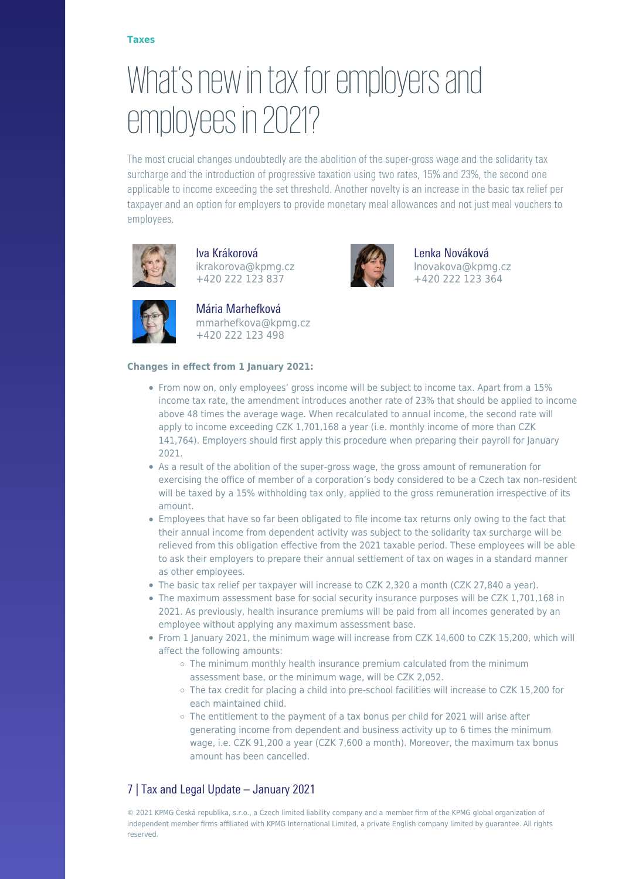Taxes

# What's new in tax for employers and employees in 2021?

The most crucial changes undoubtedly are the abolition of the super-gross wage and the solidarity tax surcharge and the introduction of progressive taxation using two rates, 15% and 23%, the second one applicable to income exceeding the set threshold. Another novelty is an increase in the basic tax relief per taxpayer and an option for employers to provide monetary meal allowances and not just meal vouchers to employees.

Iva Krákorová
ikrakorova@kpmg.cz
+420 222 123 837

Lenka Nováková
lnovakova@kpmg.cz
+420 222 123 364

Mária Marhefková
mmarhefkova@kpmg.cz
+420 222 123 498

**Changes in effect from 1 January 2021:**

- From now on, only employees' gross income will be subject to income tax. Apart from a 15% income tax rate, the amendment introduces another rate of 23% that should be applied to income above 48 times the average wage. When recalculated to annual income, the second rate will apply to income exceeding CZK 1,701,168 a year (i.e. monthly income of more than CZK 141,764). Employers should first apply this procedure when preparing their payroll for January 2021.
- As a result of the abolition of the super-gross wage, the gross amount of remuneration for exercising the office of member of a corporation's body considered to be a Czech tax non-resident will be taxed by a 15% withholding tax only, applied to the gross remuneration irrespective of its amount.
- Employees that have so far been obligated to file income tax returns only owing to the fact that their annual income from dependent activity was subject to the solidarity tax surcharge will be relieved from this obligation effective from the 2021 taxable period. These employees will be able to ask their employers to prepare their annual settlement of tax on wages in a standard manner as other employees.
- The basic tax relief per taxpayer will increase to CZK 2,320 a month (CZK 27,840 a year).
- The maximum assessment base for social security insurance purposes will be CZK 1,701,168 in 2021. As previously, health insurance premiums will be paid from all incomes generated by an employee without applying any maximum assessment base.
- From 1 January 2021, the minimum wage will increase from CZK 14,600 to CZK 15,200, which will affect the following amounts:
  - The minimum monthly health insurance premium calculated from the minimum assessment base, or the minimum wage, will be CZK 2,052.
  - The tax credit for placing a child into pre-school facilities will increase to CZK 15,200 for each maintained child.
  - The entitlement to the payment of a tax bonus per child for 2021 will arise after generating income from dependent and business activity up to 6 times the minimum wage, i.e. CZK 91,200 a year (CZK 7,600 a month). Moreover, the maximum tax bonus amount has been cancelled.

© 2021 KPMG Česká republika, s.r.o., a Czech limited liability company and a member firm of the KPMG global organization of independent member firms affiliated with KPMG International Limited, a private English company limited by guarantee. All rights reserved.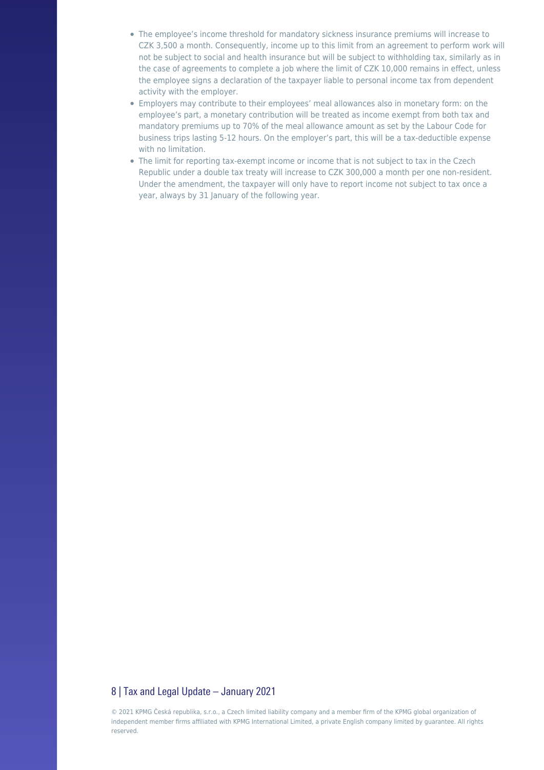- The employee's income threshold for mandatory sickness insurance premiums will increase to CZK 3,500 a month. Consequently, income up to this limit from an agreement to perform work will not be subject to social and health insurance but will be subject to withholding tax, similarly as in the case of agreements to complete a job where the limit of CZK 10,000 remains in effect, unless the employee signs a declaration of the taxpayer liable to personal income tax from dependent activity with the employer.
- Employers may contribute to their employees' meal allowances also in monetary form: on the employee's part, a monetary contribution will be treated as income exempt from both tax and mandatory premiums up to 70% of the meal allowance amount as set by the Labour Code for business trips lasting 5-12 hours. On the employer's part, this will be a tax-deductible expense with no limitation.
- The limit for reporting tax-exempt income or income that is not subject to tax in the Czech Republic under a double tax treaty will increase to CZK 300,000 a month per one non-resident. Under the amendment, the taxpayer will only have to report income not subject to tax once a year, always by 31 January of the following year.

© 2021 KPMG Česká republika, s.r.o., a Czech limited liability company and a member firm of the KPMG global organization of independent member firms affiliated with KPMG International Limited, a private English company limited by guarantee. All rights reserved.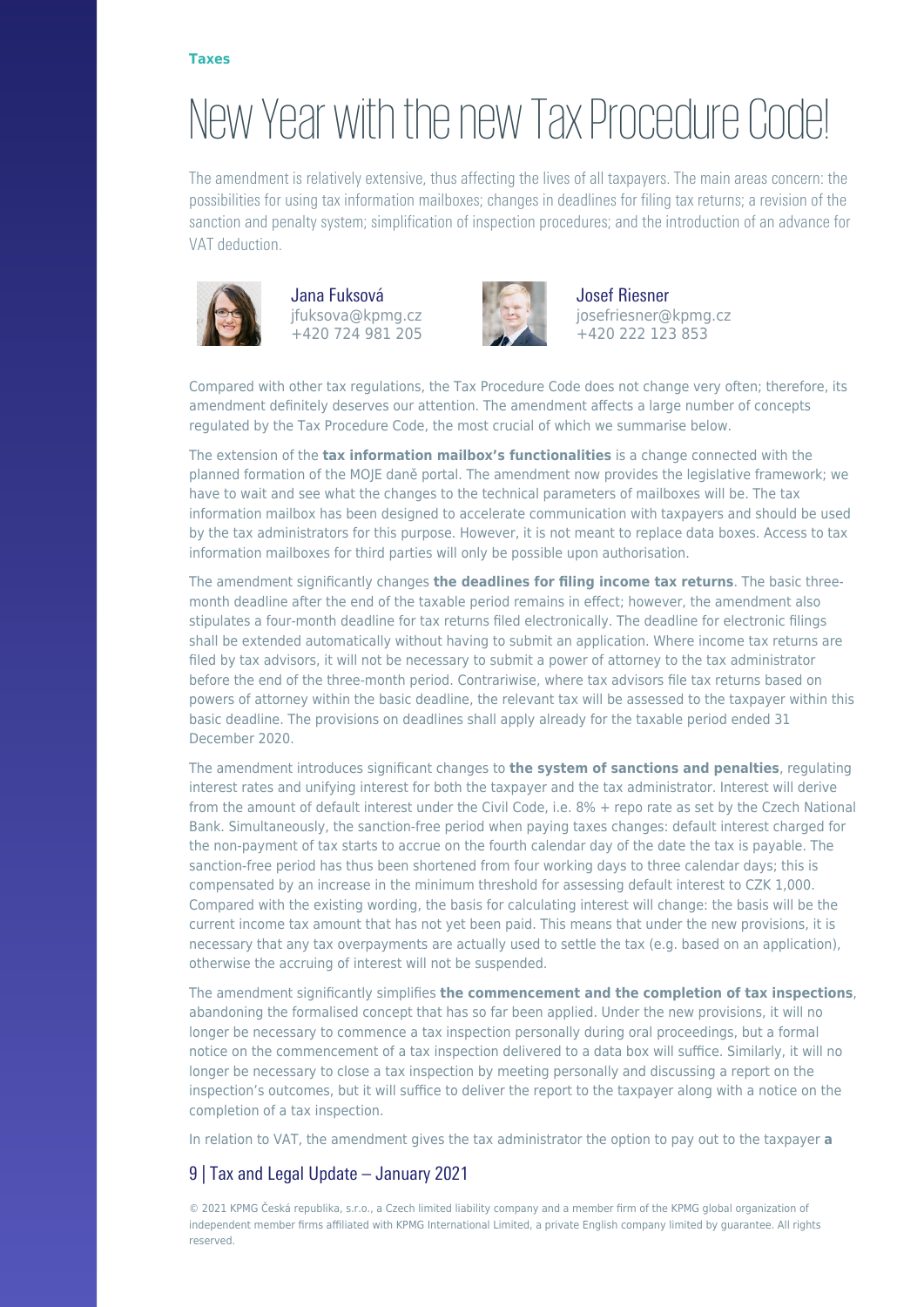Taxes

# New Year with the new Tax Procedure Code!

The amendment is relatively extensive, thus affecting the lives of all taxpayers. The main areas concern: the possibilities for using tax information mailboxes; changes in deadlines for filing tax returns; a revision of the sanction and penalty system; simplification of inspection procedures; and the introduction of an advance for VAT deduction.

Jana Fuksová
jfuksova@kpmg.cz
+420 724 981 205

Josef Riesner
josefriesner@kpmg.cz
+420 222 123 853

Compared with other tax regulations, the Tax Procedure Code does not change very often; therefore, its amendment definitely deserves our attention. The amendment affects a large number of concepts regulated by the Tax Procedure Code, the most crucial of which we summarise below.

The extension of the **tax information mailbox's functionalities** is a change connected with the planned formation of the MOJE daně portal. The amendment now provides the legislative framework; we have to wait and see what the changes to the technical parameters of mailboxes will be. The tax information mailbox has been designed to accelerate communication with taxpayers and should be used by the tax administrators for this purpose. However, it is not meant to replace data boxes. Access to tax information mailboxes for third parties will only be possible upon authorisation.

The amendment significantly changes **the deadlines for filing income tax returns**. The basic three-month deadline after the end of the taxable period remains in effect; however, the amendment also stipulates a four-month deadline for tax returns filed electronically. The deadline for electronic filings shall be extended automatically without having to submit an application. Where income tax returns are filed by tax advisors, it will not be necessary to submit a power of attorney to the tax administrator before the end of the three-month period. Contrariwise, where tax advisors file tax returns based on powers of attorney within the basic deadline, the relevant tax will be assessed to the taxpayer within this basic deadline. The provisions on deadlines shall apply already for the taxable period ended 31 December 2020.

The amendment introduces significant changes to **the system of sanctions and penalties**, regulating interest rates and unifying interest for both the taxpayer and the tax administrator. Interest will derive from the amount of default interest under the Civil Code, i.e. 8% + repo rate as set by the Czech National Bank. Simultaneously, the sanction-free period when paying taxes changes: default interest charged for the non-payment of tax starts to accrue on the fourth calendar day of the date the tax is payable. The sanction-free period has thus been shortened from four working days to three calendar days; this is compensated by an increase in the minimum threshold for assessing default interest to CZK 1,000. Compared with the existing wording, the basis for calculating interest will change: the basis will be the current income tax amount that has not yet been paid. This means that under the new provisions, it is necessary that any tax overpayments are actually used to settle the tax (e.g. based on an application), otherwise the accruing of interest will not be suspended.

The amendment significantly simplifies **the commencement and the completion of tax inspections**, abandoning the formalised concept that has so far been applied. Under the new provisions, it will no longer be necessary to commence a tax inspection personally during oral proceedings, but a formal notice on the commencement of a tax inspection delivered to a data box will suffice. Similarly, it will no longer be necessary to close a tax inspection by meeting personally and discussing a report on the inspection's outcomes, but it will suffice to deliver the report to the taxpayer along with a notice on the completion of a tax inspection.

In relation to VAT, the amendment gives the tax administrator the option to pay out to the taxpayer **a**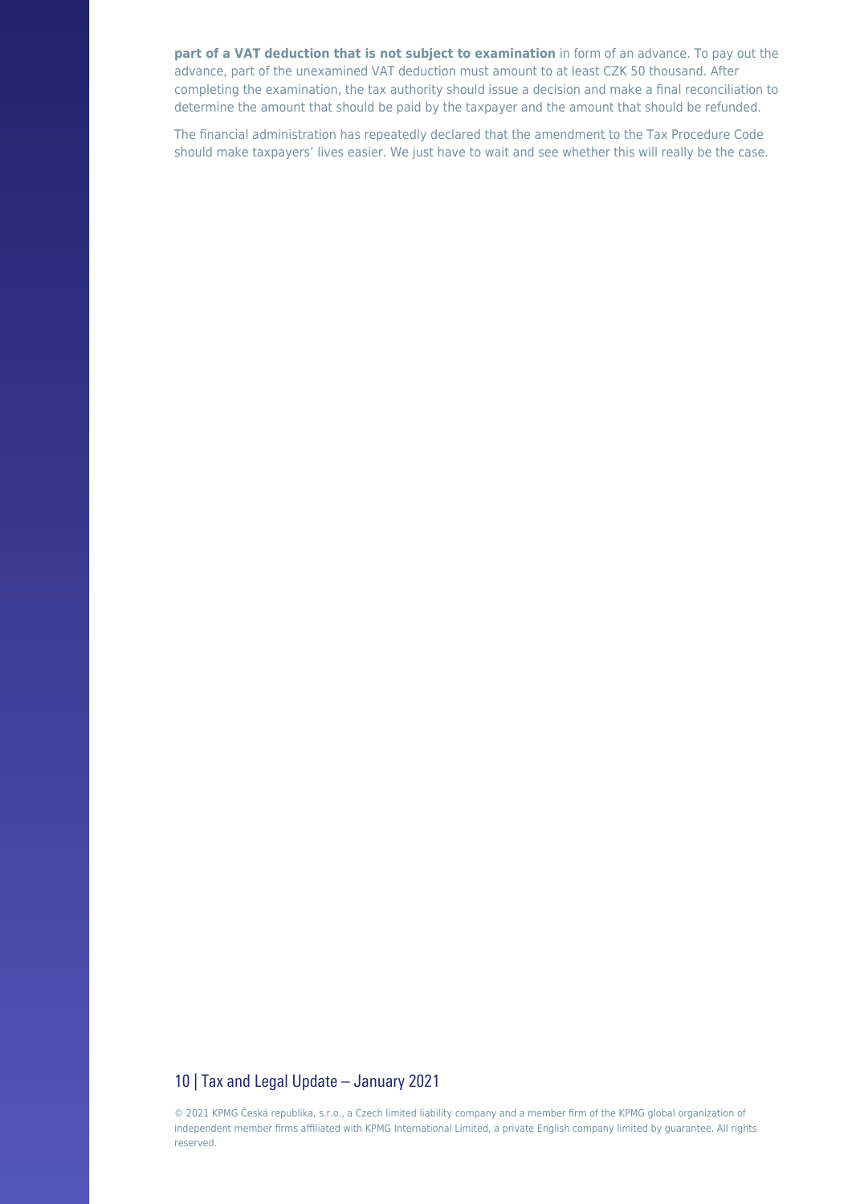**part of a VAT deduction that is not subject to examination** in form of an advance. To pay out the advance, part of the unexamined VAT deduction must amount to at least CZK 50 thousand. After completing the examination, the tax authority should issue a decision and make a final reconciliation to determine the amount that should be paid by the taxpayer and the amount that should be refunded.

The financial administration has repeatedly declared that the amendment to the Tax Procedure Code should make taxpayers' lives easier. We just have to wait and see whether this will really be the case.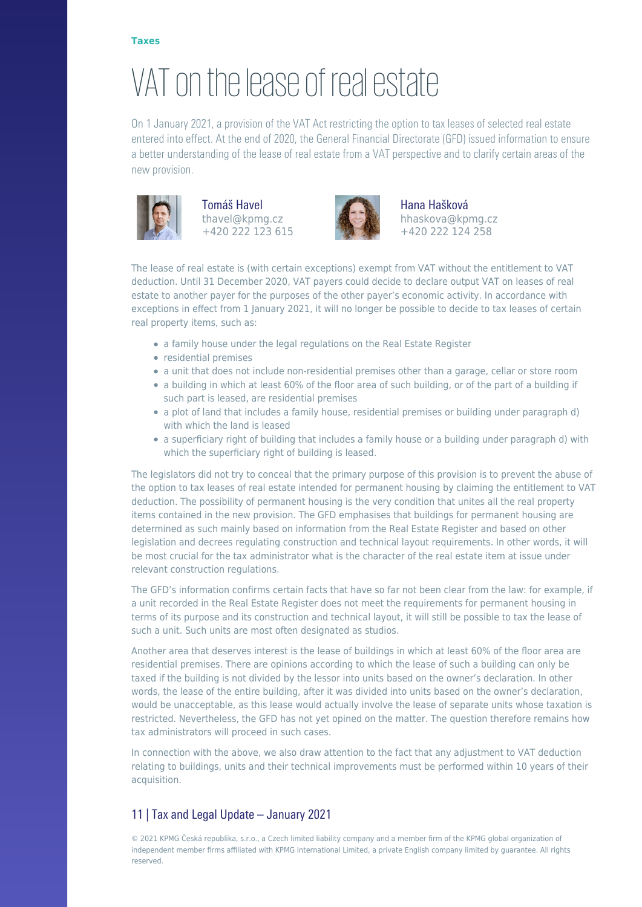Taxes

# VAT on the lease of real estate

On 1 January 2021, a provision of the VAT Act restricting the option to tax leases of selected real estate entered into effect. At the end of 2020, the General Financial Directorate (GFD) issued information to ensure a better understanding of the lease of real estate from a VAT perspective and to clarify certain areas of the new provision.

Tomáš Havel
thavel@kpmg.cz
+420 222 123 615

Hana Hašková
hhaskova@kpmg.cz
+420 222 124 258

The lease of real estate is (with certain exceptions) exempt from VAT without the entitlement to VAT deduction. Until 31 December 2020, VAT payers could decide to declare output VAT on leases of real estate to another payer for the purposes of the other payer's economic activity. In accordance with exceptions in effect from 1 January 2021, it will no longer be possible to decide to tax leases of certain real property items, such as:

- a family house under the legal regulations on the Real Estate Register
- residential premises
- a unit that does not include non-residential premises other than a garage, cellar or store room
- a building in which at least 60% of the floor area of such building, or of the part of a building if such part is leased, are residential premises
- a plot of land that includes a family house, residential premises or building under paragraph d) with which the land is leased
- a superficiary right of building that includes a family house or a building under paragraph d) with which the superficiary right of building is leased.

The legislators did not try to conceal that the primary purpose of this provision is to prevent the abuse of the option to tax leases of real estate intended for permanent housing by claiming the entitlement to VAT deduction. The possibility of permanent housing is the very condition that unites all the real property items contained in the new provision. The GFD emphasises that buildings for permanent housing are determined as such mainly based on information from the Real Estate Register and based on other legislation and decrees regulating construction and technical layout requirements. In other words, it will be most crucial for the tax administrator what is the character of the real estate item at issue under relevant construction regulations.

The GFD's information confirms certain facts that have so far not been clear from the law: for example, if a unit recorded in the Real Estate Register does not meet the requirements for permanent housing in terms of its purpose and its construction and technical layout, it will still be possible to tax the lease of such a unit. Such units are most often designated as studios.

Another area that deserves interest is the lease of buildings in which at least 60% of the floor area are residential premises. There are opinions according to which the lease of such a building can only be taxed if the building is not divided by the lessor into units based on the owner's declaration. In other words, the lease of the entire building, after it was divided into units based on the owner's declaration, would be unacceptable, as this lease would actually involve the lease of separate units whose taxation is restricted. Nevertheless, the GFD has not yet opined on the matter. The question therefore remains how tax administrators will proceed in such cases.

In connection with the above, we also draw attention to the fact that any adjustment to VAT deduction relating to buildings, units and their technical improvements must be performed within 10 years of their acquisition.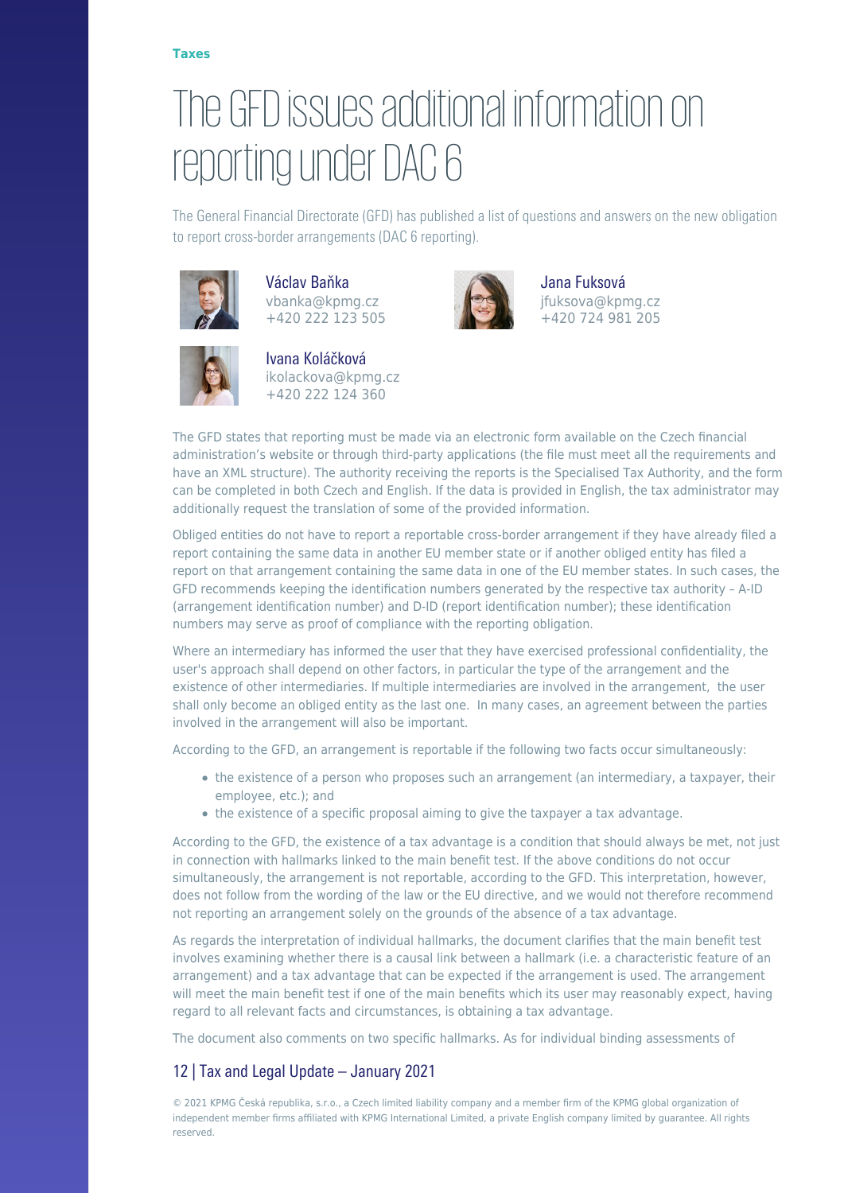Taxes

# The GFD issues additional information on reporting under DAC 6

The General Financial Directorate (GFD) has published a list of questions and answers on the new obligation to report cross-border arrangements (DAC 6 reporting).

Václav Baňka
vbanka@kpmg.cz
+420 222 123 505

Jana Fuksová
jfuksova@kpmg.cz
+420 724 981 205

Ivana Koláčková
ikolackova@kpmg.cz
+420 222 124 360

The GFD states that reporting must be made via an electronic form available on the Czech financial administration's website or through third-party applications (the file must meet all the requirements and have an XML structure). The authority receiving the reports is the Specialised Tax Authority, and the form can be completed in both Czech and English. If the data is provided in English, the tax administrator may additionally request the translation of some of the provided information.

Obliged entities do not have to report a reportable cross-border arrangement if they have already filed a report containing the same data in another EU member state or if another obliged entity has filed a report on that arrangement containing the same data in one of the EU member states. In such cases, the GFD recommends keeping the identification numbers generated by the respective tax authority – A-ID (arrangement identification number) and D-ID (report identification number); these identification numbers may serve as proof of compliance with the reporting obligation.

Where an intermediary has informed the user that they have exercised professional confidentiality, the user's approach shall depend on other factors, in particular the type of the arrangement and the existence of other intermediaries. If multiple intermediaries are involved in the arrangement, the user shall only become an obliged entity as the last one. In many cases, an agreement between the parties involved in the arrangement will also be important.

According to the GFD, an arrangement is reportable if the following two facts occur simultaneously:

- the existence of a person who proposes such an arrangement (an intermediary, a taxpayer, their employee, etc.); and
- the existence of a specific proposal aiming to give the taxpayer a tax advantage.

According to the GFD, the existence of a tax advantage is a condition that should always be met, not just in connection with hallmarks linked to the main benefit test. If the above conditions do not occur simultaneously, the arrangement is not reportable, according to the GFD. This interpretation, however, does not follow from the wording of the law or the EU directive, and we would not therefore recommend not reporting an arrangement solely on the grounds of the absence of a tax advantage.

As regards the interpretation of individual hallmarks, the document clarifies that the main benefit test involves examining whether there is a causal link between a hallmark (i.e. a characteristic feature of an arrangement) and a tax advantage that can be expected if the arrangement is used. The arrangement will meet the main benefit test if one of the main benefits which its user may reasonably expect, having regard to all relevant facts and circumstances, is obtaining a tax advantage.

The document also comments on two specific hallmarks. As for individual binding assessments of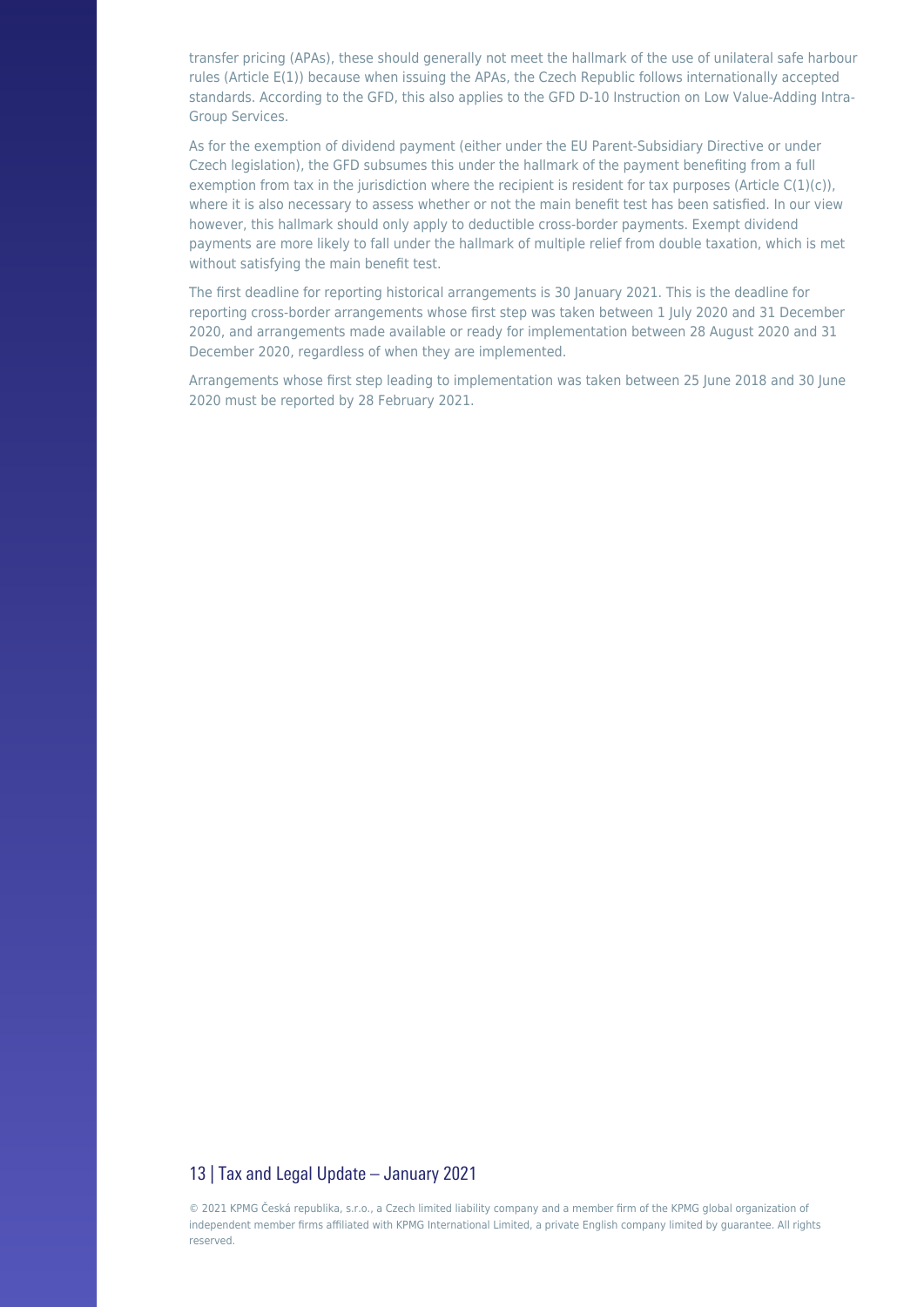transfer pricing (APAs), these should generally not meet the hallmark of the use of unilateral safe harbour rules (Article E(1)) because when issuing the APAs, the Czech Republic follows internationally accepted standards. According to the GFD, this also applies to the GFD D-10 Instruction on Low Value-Adding Intra-Group Services.

As for the exemption of dividend payment (either under the EU Parent-Subsidiary Directive or under Czech legislation), the GFD subsumes this under the hallmark of the payment benefiting from a full exemption from tax in the jurisdiction where the recipient is resident for tax purposes (Article C(1)(c)), where it is also necessary to assess whether or not the main benefit test has been satisfied. In our view however, this hallmark should only apply to deductible cross-border payments. Exempt dividend payments are more likely to fall under the hallmark of multiple relief from double taxation, which is met without satisfying the main benefit test.

The first deadline for reporting historical arrangements is 30 January 2021. This is the deadline for reporting cross-border arrangements whose first step was taken between 1 July 2020 and 31 December 2020, and arrangements made available or ready for implementation between 28 August 2020 and 31 December 2020, regardless of when they are implemented.

Arrangements whose first step leading to implementation was taken between 25 June 2018 and 30 June 2020 must be reported by 28 February 2021.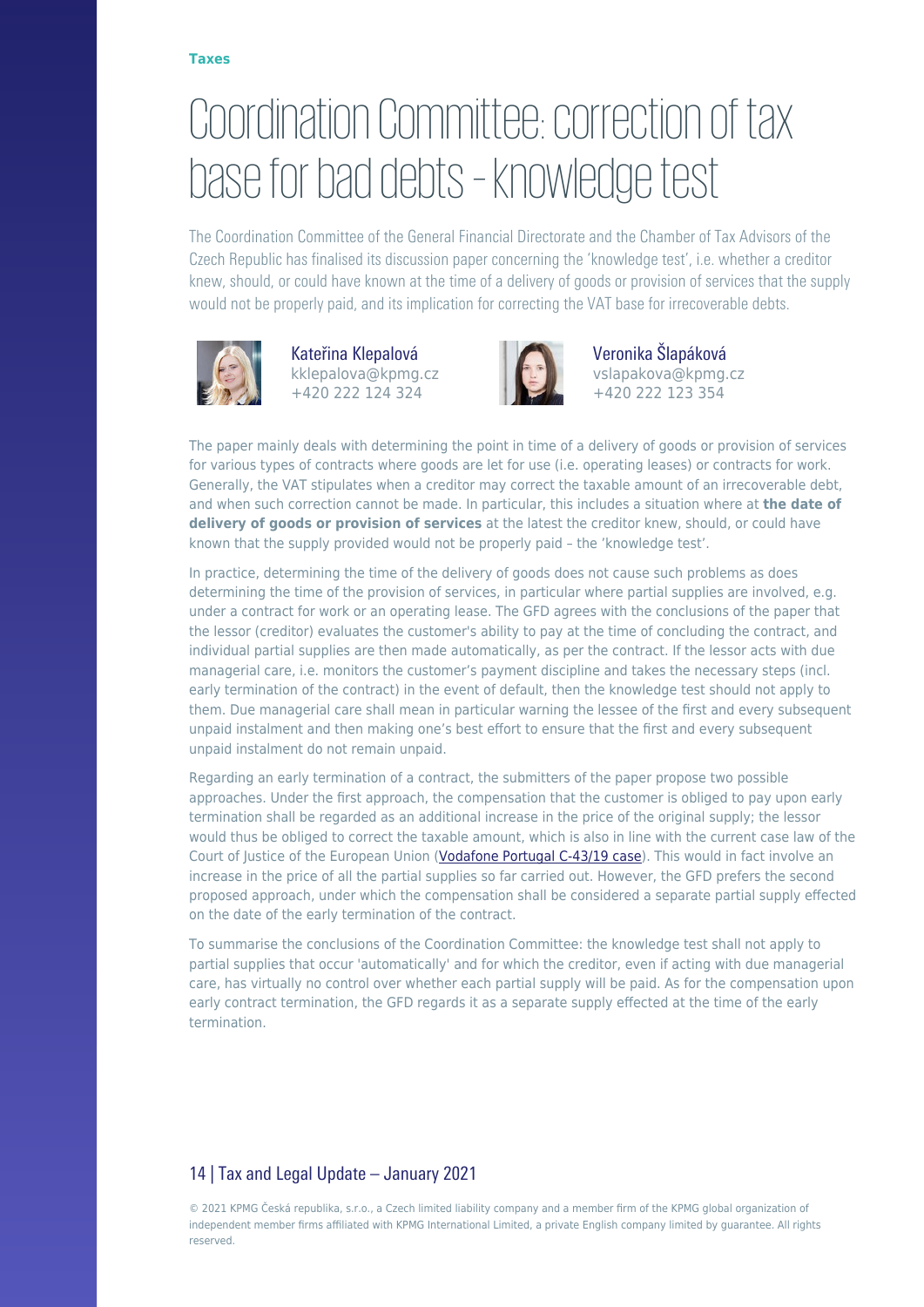**Taxes**

# Coordination Committee: correction of tax base for bad debts – knowledge test

The Coordination Committee of the General Financial Directorate and the Chamber of Tax Advisors of the Czech Republic has finalised its discussion paper concerning the 'knowledge test', i.e. whether a creditor knew, should, or could have known at the time of a delivery of goods or provision of services that the supply would not be properly paid, and its implication for correcting the VAT base for irrecoverable debts.

Kateřina Klepalová
kklepalova@kpmg.cz
+420 222 124 324

Veronika Šlapáková
vslapakova@kpmg.cz
+420 222 123 354

The paper mainly deals with determining the point in time of a delivery of goods or provision of services for various types of contracts where goods are let for use (i.e. operating leases) or contracts for work. Generally, the VAT stipulates when a creditor may correct the taxable amount of an irrecoverable debt, and when such correction cannot be made. In particular, this includes a situation where at **the date of delivery of goods or provision of services** at the latest the creditor knew, should, or could have known that the supply provided would not be properly paid – the 'knowledge test'.

In practice, determining the time of the delivery of goods does not cause such problems as does determining the time of the provision of services, in particular where partial supplies are involved, e.g. under a contract for work or an operating lease. The GFD agrees with the conclusions of the paper that the lessor (creditor) evaluates the customer's ability to pay at the time of concluding the contract, and individual partial supplies are then made automatically, as per the contract. If the lessor acts with due managerial care, i.e. monitors the customer's payment discipline and takes the necessary steps (incl. early termination of the contract) in the event of default, then the knowledge test should not apply to them. Due managerial care shall mean in particular warning the lessee of the first and every subsequent unpaid instalment and then making one's best effort to ensure that the first and every subsequent unpaid instalment do not remain unpaid.

Regarding an early termination of a contract, the submitters of the paper propose two possible approaches. Under the first approach, the compensation that the customer is obliged to pay upon early termination shall be regarded as an additional increase in the price of the original supply; the lessor would thus be obliged to correct the taxable amount, which is also in line with the current case law of the Court of Justice of the European Union (Vodafone Portugal C-43/19 case). This would in fact involve an increase in the price of all the partial supplies so far carried out. However, the GFD prefers the second proposed approach, under which the compensation shall be considered a separate partial supply effected on the date of the early termination of the contract.

To summarise the conclusions of the Coordination Committee: the knowledge test shall not apply to partial supplies that occur 'automatically' and for which the creditor, even if acting with due managerial care, has virtually no control over whether each partial supply will be paid. As for the compensation upon early contract termination, the GFD regards it as a separate supply effected at the time of the early termination.

© 2021 KPMG Česká republika, s.r.o., a Czech limited liability company and a member firm of the KPMG global organization of independent member firms affiliated with KPMG International Limited, a private English company limited by guarantee. All rights reserved.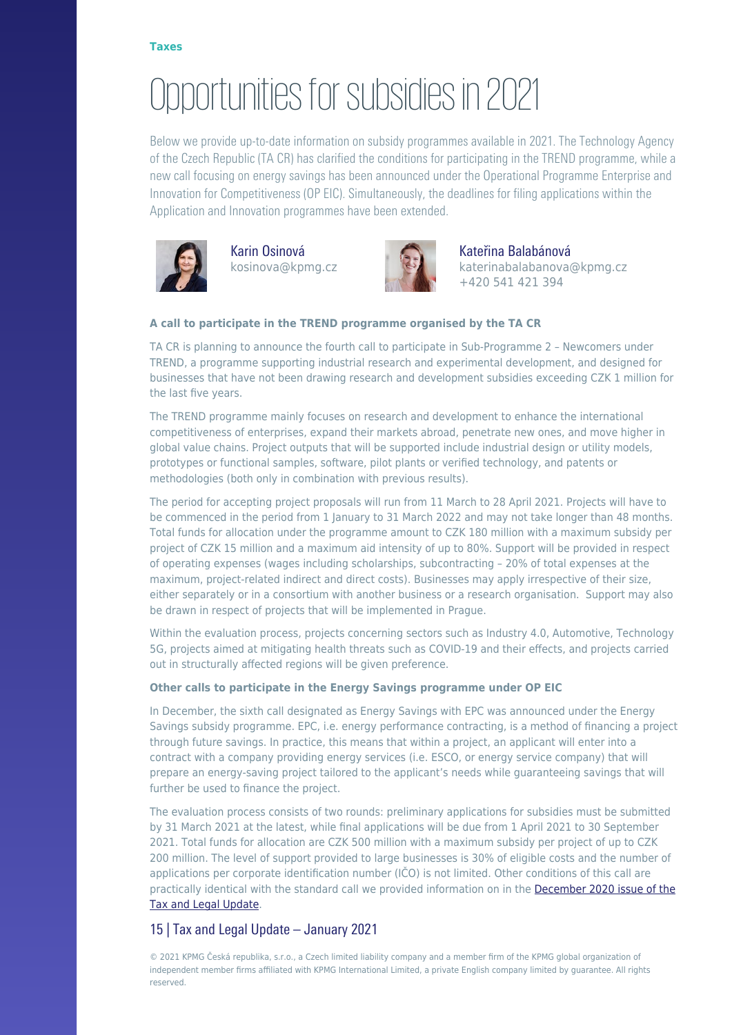**Taxes**

# Opportunities for subsidies in 2021

Below we provide up-to-date information on subsidy programmes available in 2021. The Technology Agency of the Czech Republic (TA CR) has clarified the conditions for participating in the TREND programme, while a new call focusing on energy savings has been announced under the Operational Programme Enterprise and Innovation for Competitiveness (OP EIC). Simultaneously, the deadlines for filing applications within the Application and Innovation programmes have been extended.

Karin Osinová
kosinova@kpmg.cz

Kateřina Balabánová
katerinabalabanova@kpmg.cz
+420 541 421 394

**A call to participate in the TREND programme organised by the TA CR**

TA CR is planning to announce the fourth call to participate in Sub-Programme 2 – Newcomers under TREND, a programme supporting industrial research and experimental development, and designed for businesses that have not been drawing research and development subsidies exceeding CZK 1 million for the last five years.

The TREND programme mainly focuses on research and development to enhance the international competitiveness of enterprises, expand their markets abroad, penetrate new ones, and move higher in global value chains. Project outputs that will be supported include industrial design or utility models, prototypes or functional samples, software, pilot plants or verified technology, and patents or methodologies (both only in combination with previous results).

The period for accepting project proposals will run from 11 March to 28 April 2021. Projects will have to be commenced in the period from 1 January to 31 March 2022 and may not take longer than 48 months. Total funds for allocation under the programme amount to CZK 180 million with a maximum subsidy per project of CZK 15 million and a maximum aid intensity of up to 80%. Support will be provided in respect of operating expenses (wages including scholarships, subcontracting – 20% of total expenses at the maximum, project-related indirect and direct costs). Businesses may apply irrespective of their size, either separately or in a consortium with another business or a research organisation. Support may also be drawn in respect of projects that will be implemented in Prague.

Within the evaluation process, projects concerning sectors such as Industry 4.0, Automotive, Technology 5G, projects aimed at mitigating health threats such as COVID-19 and their effects, and projects carried out in structurally affected regions will be given preference.

**Other calls to participate in the Energy Savings programme under OP EIC**

In December, the sixth call designated as Energy Savings with EPC was announced under the Energy Savings subsidy programme. EPC, i.e. energy performance contracting, is a method of financing a project through future savings. In practice, this means that within a project, an applicant will enter into a contract with a company providing energy services (i.e. ESCO, or energy service company) that will prepare an energy-saving project tailored to the applicant's needs while guaranteeing savings that will further be used to finance the project.

The evaluation process consists of two rounds: preliminary applications for subsidies must be submitted by 31 March 2021 at the latest, while final applications will be due from 1 April 2021 to 30 September 2021. Total funds for allocation are CZK 500 million with a maximum subsidy per project of up to CZK 200 million. The level of support provided to large businesses is 30% of eligible costs and the number of applications per corporate identification number (IČO) is not limited. Other conditions of this call are practically identical with the standard call we provided information on in the December 2020 issue of the Tax and Legal Update.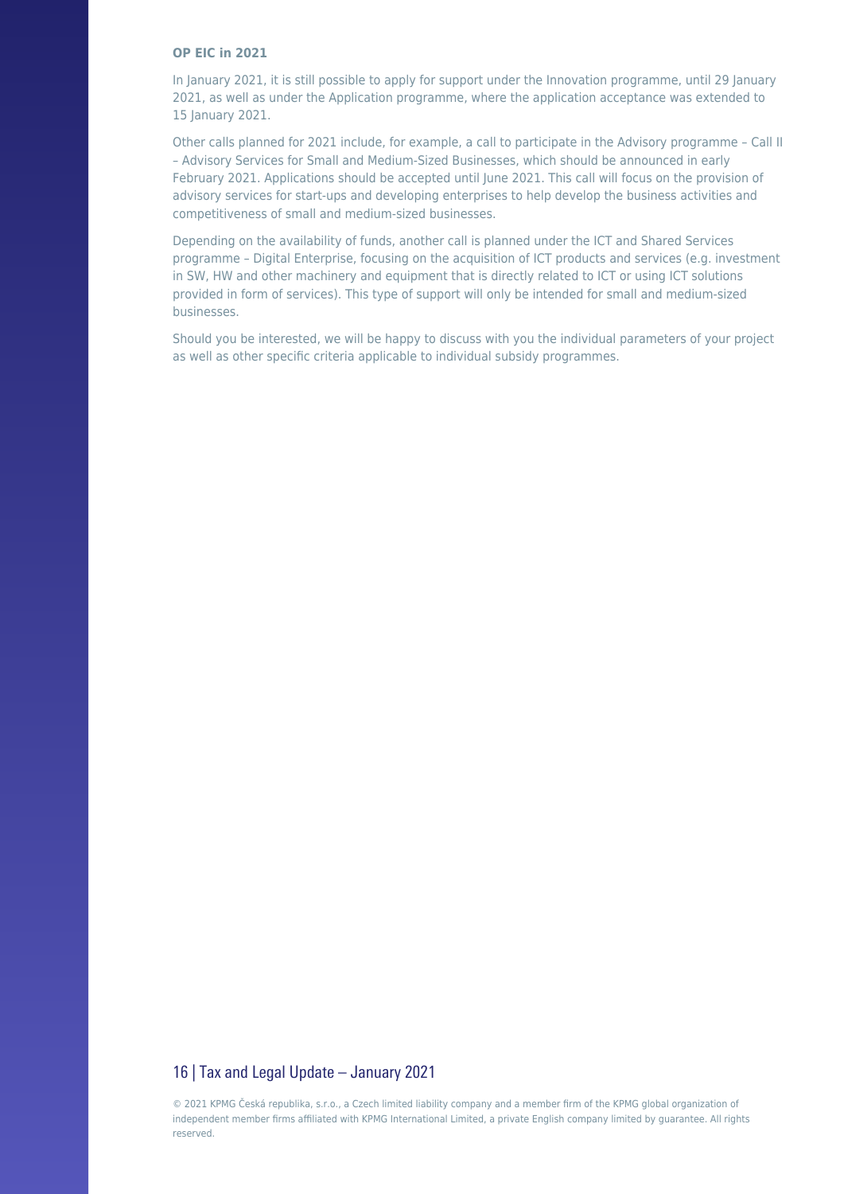**OP EIC in 2021**

In January 2021, it is still possible to apply for support under the Innovation programme, until 29 January 2021, as well as under the Application programme, where the application acceptance was extended to 15 January 2021.

Other calls planned for 2021 include, for example, a call to participate in the Advisory programme – Call II – Advisory Services for Small and Medium-Sized Businesses, which should be announced in early February 2021. Applications should be accepted until June 2021. This call will focus on the provision of advisory services for start-ups and developing enterprises to help develop the business activities and competitiveness of small and medium-sized businesses.

Depending on the availability of funds, another call is planned under the ICT and Shared Services programme – Digital Enterprise, focusing on the acquisition of ICT products and services (e.g. investment in SW, HW and other machinery and equipment that is directly related to ICT or using ICT solutions provided in form of services). This type of support will only be intended for small and medium-sized businesses.

Should you be interested, we will be happy to discuss with you the individual parameters of your project as well as other specific criteria applicable to individual subsidy programmes.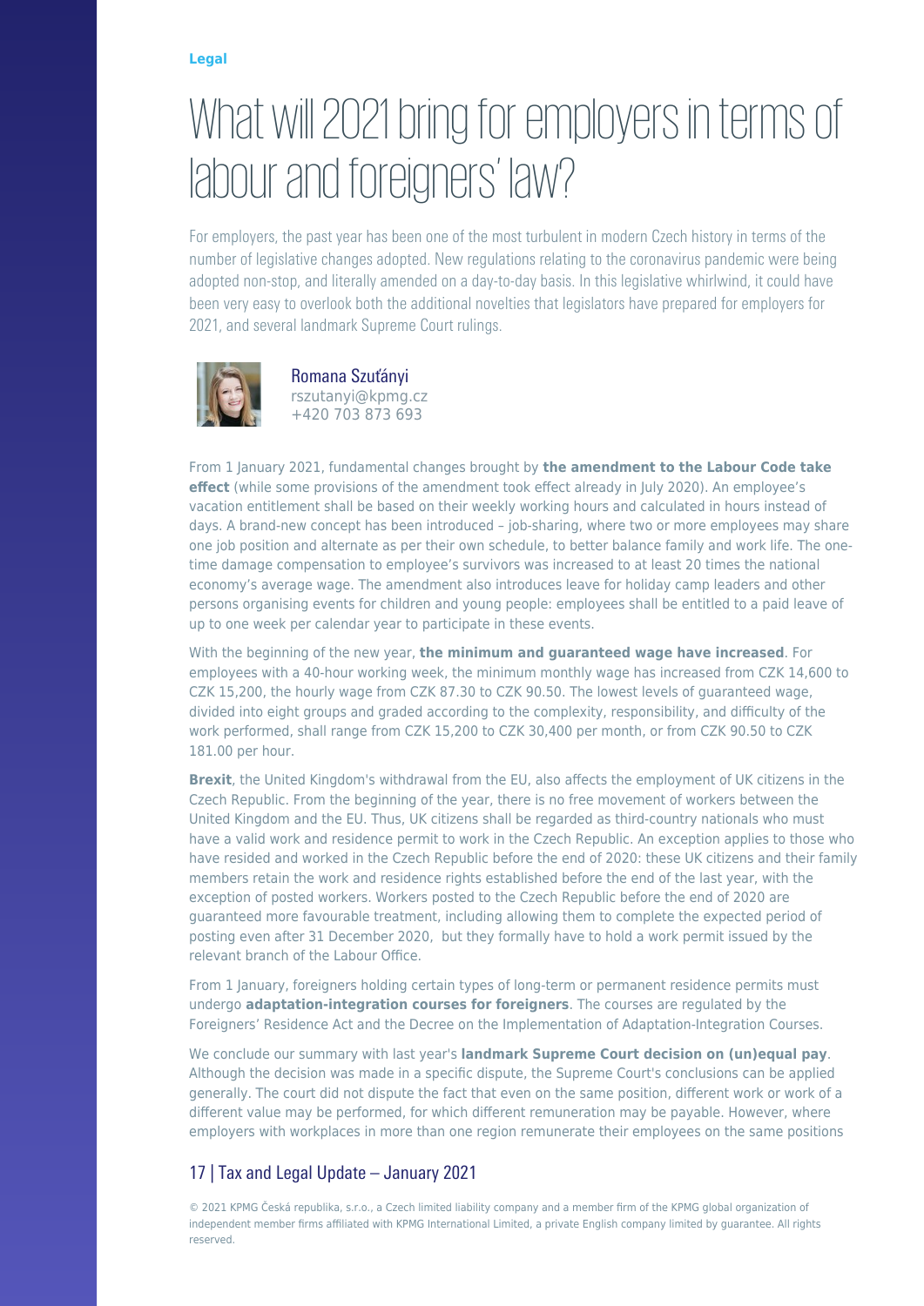Legal

# What will 2021 bring for employers in terms of labour and foreigners' law?

For employers, the past year has been one of the most turbulent in modern Czech history in terms of the number of legislative changes adopted. New regulations relating to the coronavirus pandemic were being adopted non-stop, and literally amended on a day-to-day basis. In this legislative whirlwind, it could have been very easy to overlook both the additional novelties that legislators have prepared for employers for 2021, and several landmark Supreme Court rulings.

Romana Szuťányi
rszutanyi@kpmg.cz
+420 703 873 693

From 1 January 2021, fundamental changes brought by **the amendment to the Labour Code take effect** (while some provisions of the amendment took effect already in July 2020). An employee's vacation entitlement shall be based on their weekly working hours and calculated in hours instead of days. A brand-new concept has been introduced – job-sharing, where two or more employees may share one job position and alternate as per their own schedule, to better balance family and work life. The one-time damage compensation to employee's survivors was increased to at least 20 times the national economy's average wage. The amendment also introduces leave for holiday camp leaders and other persons organising events for children and young people: employees shall be entitled to a paid leave of up to one week per calendar year to participate in these events.

With the beginning of the new year, **the minimum and guaranteed wage have increased**. For employees with a 40-hour working week, the minimum monthly wage has increased from CZK 14,600 to CZK 15,200, the hourly wage from CZK 87.30 to CZK 90.50. The lowest levels of guaranteed wage, divided into eight groups and graded according to the complexity, responsibility, and difficulty of the work performed, shall range from CZK 15,200 to CZK 30,400 per month, or from CZK 90.50 to CZK 181.00 per hour.

**Brexit**, the United Kingdom's withdrawal from the EU, also affects the employment of UK citizens in the Czech Republic. From the beginning of the year, there is no free movement of workers between the United Kingdom and the EU. Thus, UK citizens shall be regarded as third-country nationals who must have a valid work and residence permit to work in the Czech Republic. An exception applies to those who have resided and worked in the Czech Republic before the end of 2020: these UK citizens and their family members retain the work and residence rights established before the end of the last year, with the exception of posted workers. Workers posted to the Czech Republic before the end of 2020 are guaranteed more favourable treatment, including allowing them to complete the expected period of posting even after 31 December 2020, but they formally have to hold a work permit issued by the relevant branch of the Labour Office.

From 1 January, foreigners holding certain types of long-term or permanent residence permits must undergo **adaptation-integration courses for foreigners**. The courses are regulated by the Foreigners' Residence Act and the Decree on the Implementation of Adaptation-Integration Courses.

We conclude our summary with last year's **landmark Supreme Court decision on (un)equal pay**. Although the decision was made in a specific dispute, the Supreme Court's conclusions can be applied generally. The court did not dispute the fact that even on the same position, different work or work of a different value may be performed, for which different remuneration may be payable. However, where employers with workplaces in more than one region remunerate their employees on the same positions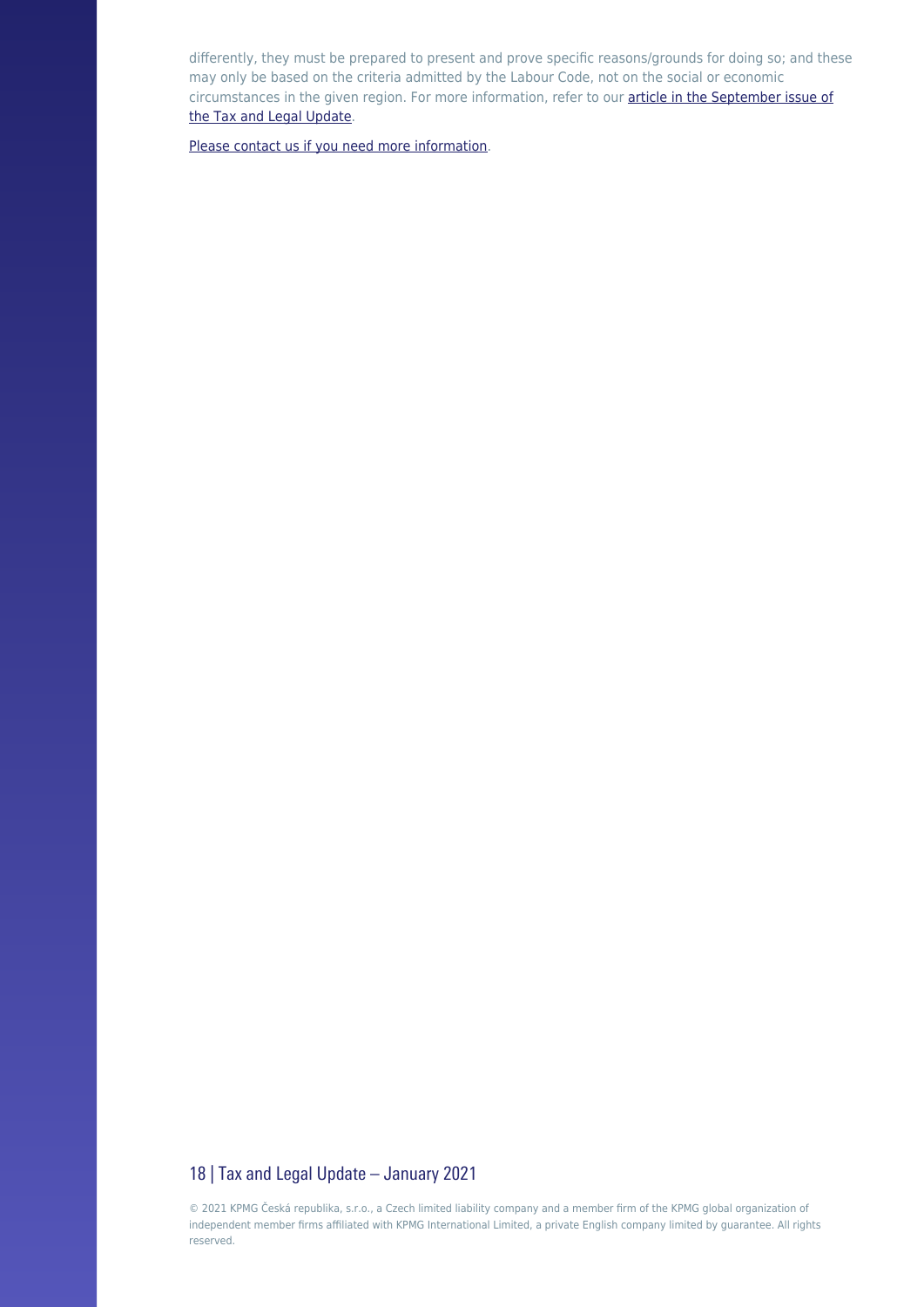differently, they must be prepared to present and prove specific reasons/grounds for doing so; and these may only be based on the criteria admitted by the Labour Code, not on the social or economic circumstances in the given region. For more information, refer to our article in the September issue of the Tax and Legal Update.

Please contact us if you need more information.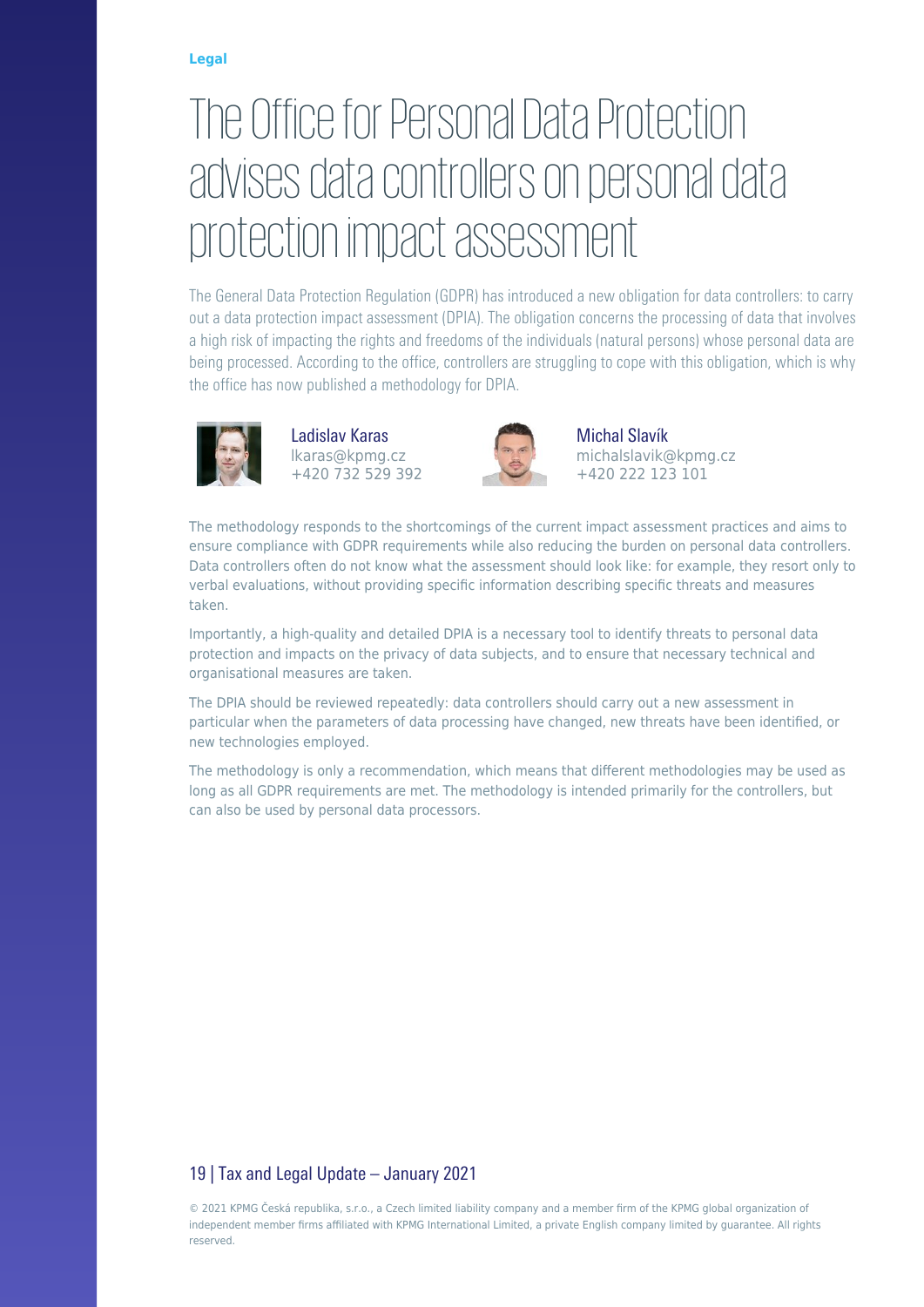Legal

# The Office for Personal Data Protection advises data controllers on personal data protection impact assessment

The General Data Protection Regulation (GDPR) has introduced a new obligation for data controllers: to carry out a data protection impact assessment (DPIA). The obligation concerns the processing of data that involves a high risk of impacting the rights and freedoms of the individuals (natural persons) whose personal data are being processed. According to the office, controllers are struggling to cope with this obligation, which is why the office has now published a methodology for DPIA.

Ladislav Karas
lkaras@kpmg.cz
+420 732 529 392

Michal Slavík
michalslavik@kpmg.cz
+420 222 123 101

The methodology responds to the shortcomings of the current impact assessment practices and aims to ensure compliance with GDPR requirements while also reducing the burden on personal data controllers. Data controllers often do not know what the assessment should look like: for example, they resort only to verbal evaluations, without providing specific information describing specific threats and measures taken.

Importantly, a high-quality and detailed DPIA is a necessary tool to identify threats to personal data protection and impacts on the privacy of data subjects, and to ensure that necessary technical and organisational measures are taken.

The DPIA should be reviewed repeatedly: data controllers should carry out a new assessment in particular when the parameters of data processing have changed, new threats have been identified, or new technologies employed.

The methodology is only a recommendation, which means that different methodologies may be used as long as all GDPR requirements are met. The methodology is intended primarily for the controllers, but can also be used by personal data processors.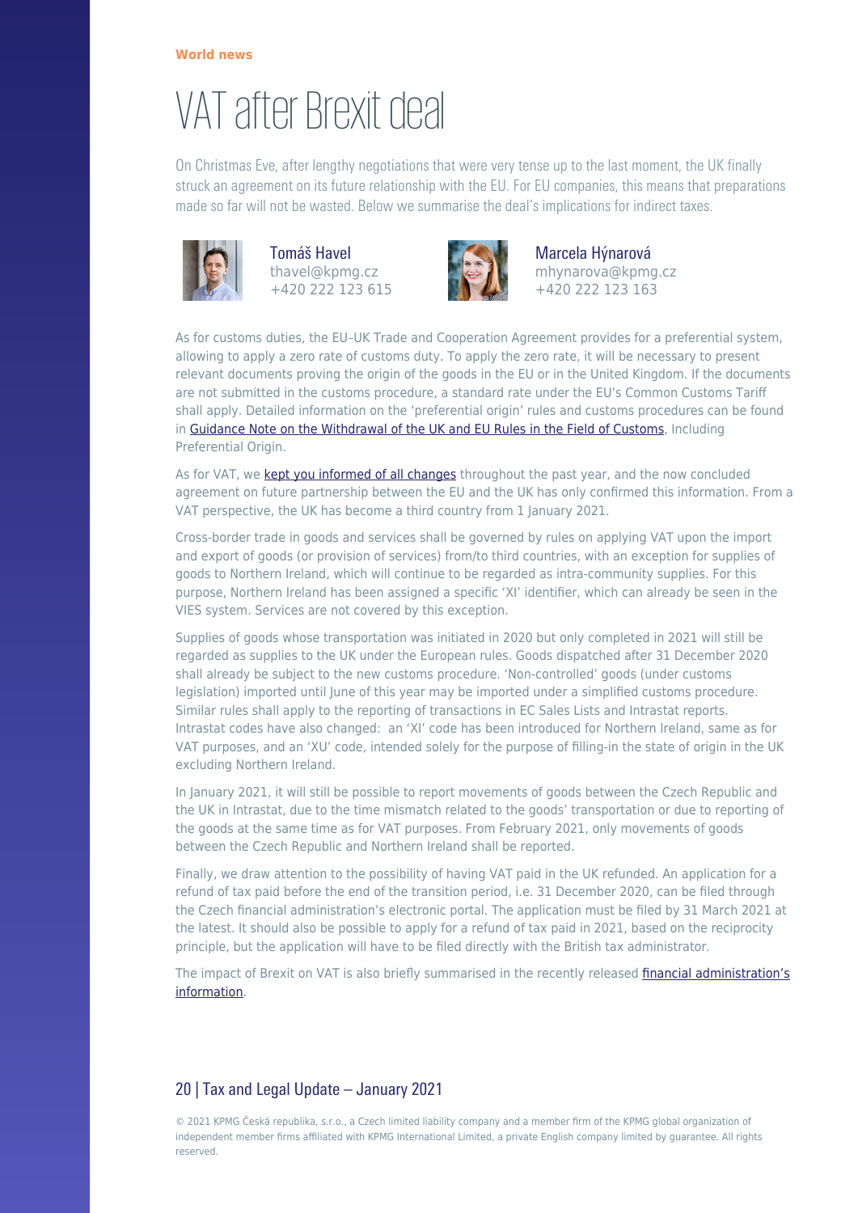World news

# VAT after Brexit deal

On Christmas Eve, after lengthy negotiations that were very tense up to the last moment, the UK finally struck an agreement on its future relationship with the EU. For EU companies, this means that preparations made so far will not be wasted. Below we summarise the deal's implications for indirect taxes.

Tomáš Havel
thavel@kpmg.cz
+420 222 123 615

Marcela Hýnarová
mhynarova@kpmg.cz
+420 222 123 163

As for customs duties, the EU–UK Trade and Cooperation Agreement provides for a preferential system, allowing to apply a zero rate of customs duty. To apply the zero rate, it will be necessary to present relevant documents proving the origin of the goods in the EU or in the United Kingdom. If the documents are not submitted in the customs procedure, a standard rate under the EU's Common Customs Tariff shall apply. Detailed information on the 'preferential origin' rules and customs procedures can be found in Guidance Note on the Withdrawal of the UK and EU Rules in the Field of Customs, Including Preferential Origin.

As for VAT, we kept you informed of all changes throughout the past year, and the now concluded agreement on future partnership between the EU and the UK has only confirmed this information. From a VAT perspective, the UK has become a third country from 1 January 2021.

Cross-border trade in goods and services shall be governed by rules on applying VAT upon the import and export of goods (or provision of services) from/to third countries, with an exception for supplies of goods to Northern Ireland, which will continue to be regarded as intra-community supplies. For this purpose, Northern Ireland has been assigned a specific 'XI' identifier, which can already be seen in the VIES system. Services are not covered by this exception.

Supplies of goods whose transportation was initiated in 2020 but only completed in 2021 will still be regarded as supplies to the UK under the European rules. Goods dispatched after 31 December 2020 shall already be subject to the new customs procedure. 'Non-controlled' goods (under customs legislation) imported until June of this year may be imported under a simplified customs procedure. Similar rules shall apply to the reporting of transactions in EC Sales Lists and Intrastat reports. Intrastat codes have also changed: an 'XI' code has been introduced for Northern Ireland, same as for VAT purposes, and an 'XU' code, intended solely for the purpose of filling-in the state of origin in the UK excluding Northern Ireland.

In January 2021, it will still be possible to report movements of goods between the Czech Republic and the UK in Intrastat, due to the time mismatch related to the goods' transportation or due to reporting of the goods at the same time as for VAT purposes. From February 2021, only movements of goods between the Czech Republic and Northern Ireland shall be reported.

Finally, we draw attention to the possibility of having VAT paid in the UK refunded. An application for a refund of tax paid before the end of the transition period, i.e. 31 December 2020, can be filed through the Czech financial administration's electronic portal. The application must be filed by 31 March 2021 at the latest. It should also be possible to apply for a refund of tax paid in 2021, based on the reciprocity principle, but the application will have to be filed directly with the British tax administrator.

The impact of Brexit on VAT is also briefly summarised in the recently released financial administration's information.

© 2021 KPMG Česká republika, s.r.o., a Czech limited liability company and a member firm of the KPMG global organization of independent member firms affiliated with KPMG International Limited, a private English company limited by guarantee. All rights reserved.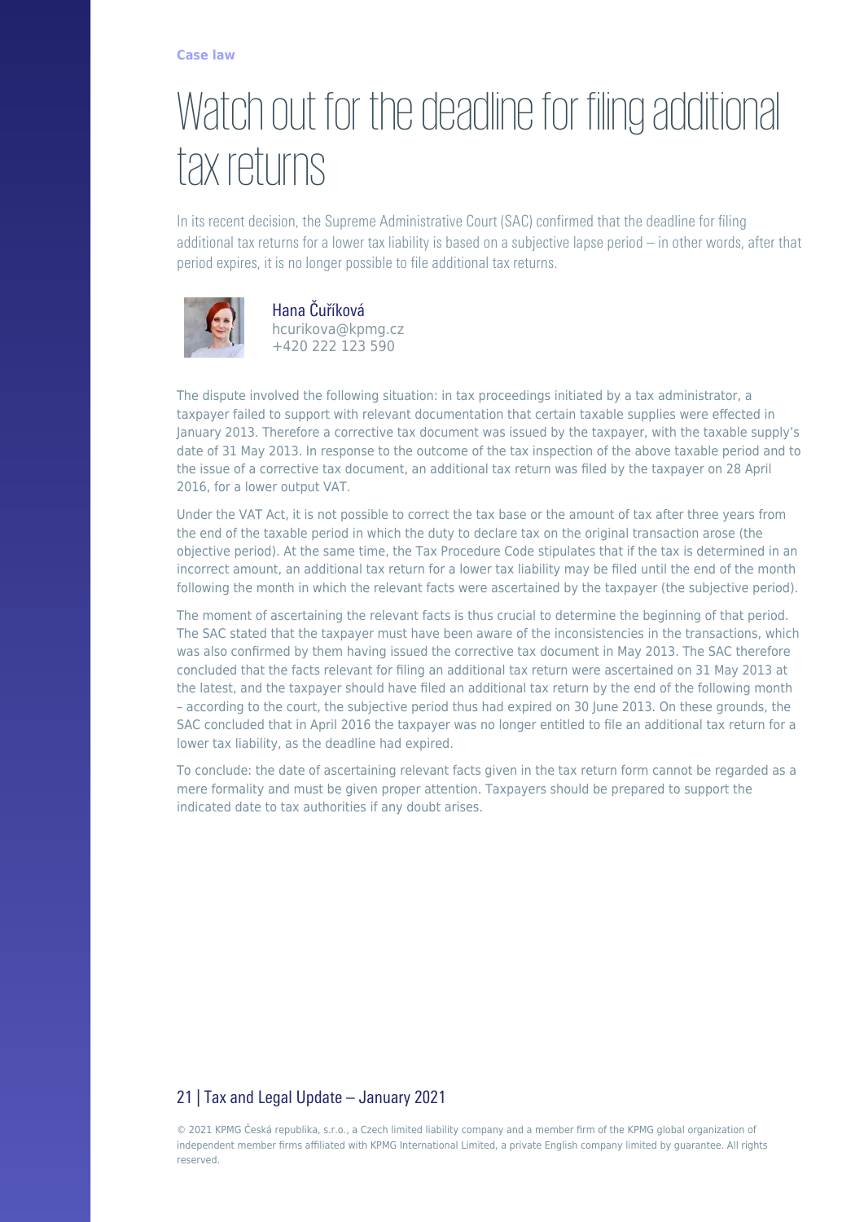Case law

# Watch out for the deadline for filing additional tax returns

In its recent decision, the Supreme Administrative Court (SAC) confirmed that the deadline for filing additional tax returns for a lower tax liability is based on a subjective lapse period – in other words, after that period expires, it is no longer possible to file additional tax returns.

Hana Čuříková
hcurikova@kpmg.cz
+420 222 123 590

The dispute involved the following situation: in tax proceedings initiated by a tax administrator, a taxpayer failed to support with relevant documentation that certain taxable supplies were effected in January 2013. Therefore a corrective tax document was issued by the taxpayer, with the taxable supply's date of 31 May 2013. In response to the outcome of the tax inspection of the above taxable period and to the issue of a corrective tax document, an additional tax return was filed by the taxpayer on 28 April 2016, for a lower output VAT.

Under the VAT Act, it is not possible to correct the tax base or the amount of tax after three years from the end of the taxable period in which the duty to declare tax on the original transaction arose (the objective period). At the same time, the Tax Procedure Code stipulates that if the tax is determined in an incorrect amount, an additional tax return for a lower tax liability may be filed until the end of the month following the month in which the relevant facts were ascertained by the taxpayer (the subjective period).

The moment of ascertaining the relevant facts is thus crucial to determine the beginning of that period. The SAC stated that the taxpayer must have been aware of the inconsistencies in the transactions, which was also confirmed by them having issued the corrective tax document in May 2013. The SAC therefore concluded that the facts relevant for filing an additional tax return were ascertained on 31 May 2013 at the latest, and the taxpayer should have filed an additional tax return by the end of the following month – according to the court, the subjective period thus had expired on 30 June 2013. On these grounds, the SAC concluded that in April 2016 the taxpayer was no longer entitled to file an additional tax return for a lower tax liability, as the deadline had expired.

To conclude: the date of ascertaining relevant facts given in the tax return form cannot be regarded as a mere formality and must be given proper attention. Taxpayers should be prepared to support the indicated date to tax authorities if any doubt arises.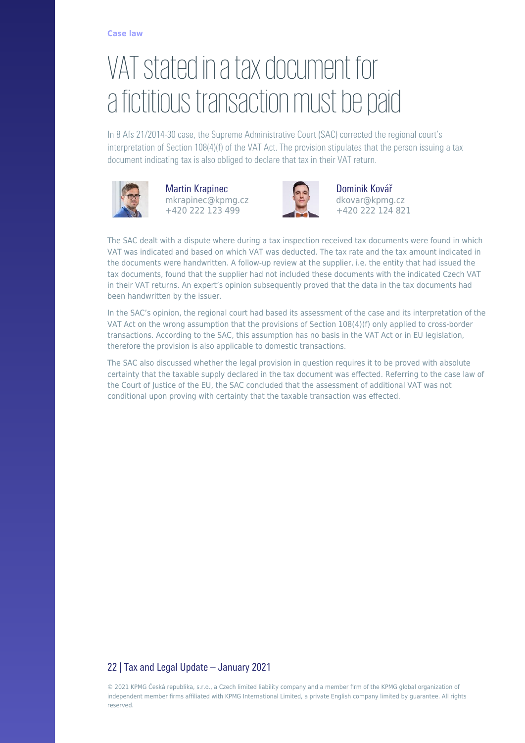**Case law**

# VAT stated in a tax document for a fictitious transaction must be paid

In 8 Afs 21/2014-30 case, the Supreme Administrative Court (SAC) corrected the regional court's interpretation of Section 108(4)(f) of the VAT Act. The provision stipulates that the person issuing a tax document indicating tax is also obliged to declare that tax in their VAT return.

Martin Krapinec
mkrapinec@kpmg.cz
+420 222 123 499

Dominik Kovář
dkovar@kpmg.cz
+420 222 124 821

The SAC dealt with a dispute where during a tax inspection received tax documents were found in which VAT was indicated and based on which VAT was deducted. The tax rate and the tax amount indicated in the documents were handwritten. A follow-up review at the supplier, i.e. the entity that had issued the tax documents, found that the supplier had not included these documents with the indicated Czech VAT in their VAT returns. An expert's opinion subsequently proved that the data in the tax documents had been handwritten by the issuer.

In the SAC's opinion, the regional court had based its assessment of the case and its interpretation of the VAT Act on the wrong assumption that the provisions of Section 108(4)(f) only applied to cross-border transactions. According to the SAC, this assumption has no basis in the VAT Act or in EU legislation, therefore the provision is also applicable to domestic transactions.

The SAC also discussed whether the legal provision in question requires it to be proved with absolute certainty that the taxable supply declared in the tax document was effected. Referring to the case law of the Court of Justice of the EU, the SAC concluded that the assessment of additional VAT was not conditional upon proving with certainty that the taxable transaction was effected.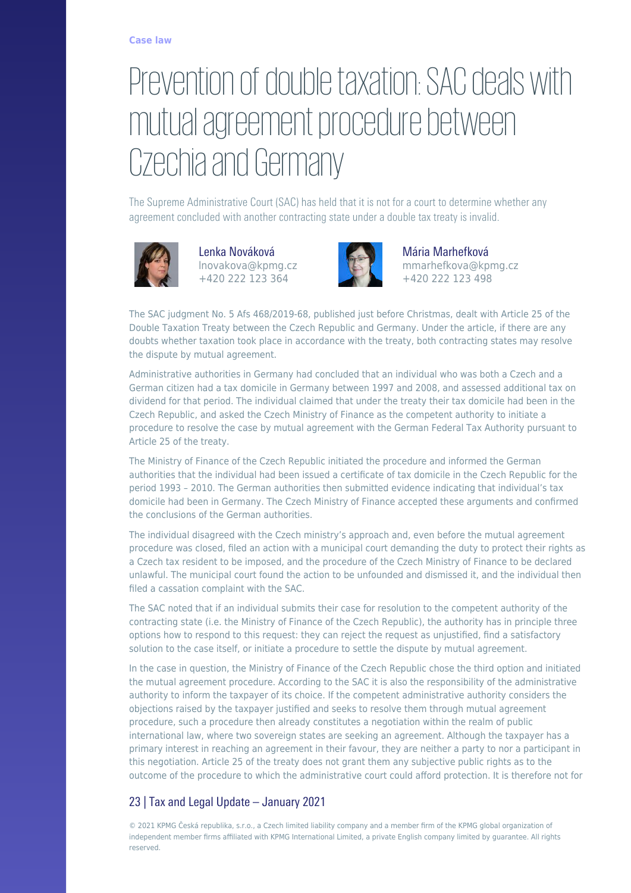Case law

# Prevention of double taxation: SAC deals with mutual agreement procedure between Czechia and Germany

The Supreme Administrative Court (SAC) has held that it is not for a court to determine whether any agreement concluded with another contracting state under a double tax treaty is invalid.

Lenka Nováková
lnovakova@kpmg.cz
+420 222 123 364

Mária Marhefková
mmarhefkova@kpmg.cz
+420 222 123 498

The SAC judgment No. 5 Afs 468/2019-68, published just before Christmas, dealt with Article 25 of the Double Taxation Treaty between the Czech Republic and Germany. Under the article, if there are any doubts whether taxation took place in accordance with the treaty, both contracting states may resolve the dispute by mutual agreement.

Administrative authorities in Germany had concluded that an individual who was both a Czech and a German citizen had a tax domicile in Germany between 1997 and 2008, and assessed additional tax on dividend for that period. The individual claimed that under the treaty their tax domicile had been in the Czech Republic, and asked the Czech Ministry of Finance as the competent authority to initiate a procedure to resolve the case by mutual agreement with the German Federal Tax Authority pursuant to Article 25 of the treaty.

The Ministry of Finance of the Czech Republic initiated the procedure and informed the German authorities that the individual had been issued a certificate of tax domicile in the Czech Republic for the period 1993 – 2010. The German authorities then submitted evidence indicating that individual's tax domicile had been in Germany. The Czech Ministry of Finance accepted these arguments and confirmed the conclusions of the German authorities.

The individual disagreed with the Czech ministry's approach and, even before the mutual agreement procedure was closed, filed an action with a municipal court demanding the duty to protect their rights as a Czech tax resident to be imposed, and the procedure of the Czech Ministry of Finance to be declared unlawful. The municipal court found the action to be unfounded and dismissed it, and the individual then filed a cassation complaint with the SAC.

The SAC noted that if an individual submits their case for resolution to the competent authority of the contracting state (i.e. the Ministry of Finance of the Czech Republic), the authority has in principle three options how to respond to this request: they can reject the request as unjustified, find a satisfactory solution to the case itself, or initiate a procedure to settle the dispute by mutual agreement.

In the case in question, the Ministry of Finance of the Czech Republic chose the third option and initiated the mutual agreement procedure. According to the SAC it is also the responsibility of the administrative authority to inform the taxpayer of its choice. If the competent administrative authority considers the objections raised by the taxpayer justified and seeks to resolve them through mutual agreement procedure, such a procedure then already constitutes a negotiation within the realm of public international law, where two sovereign states are seeking an agreement. Although the taxpayer has a primary interest in reaching an agreement in their favour, they are neither a party to nor a participant in this negotiation. Article 25 of the treaty does not grant them any subjective public rights as to the outcome of the procedure to which the administrative court could afford protection. It is therefore not for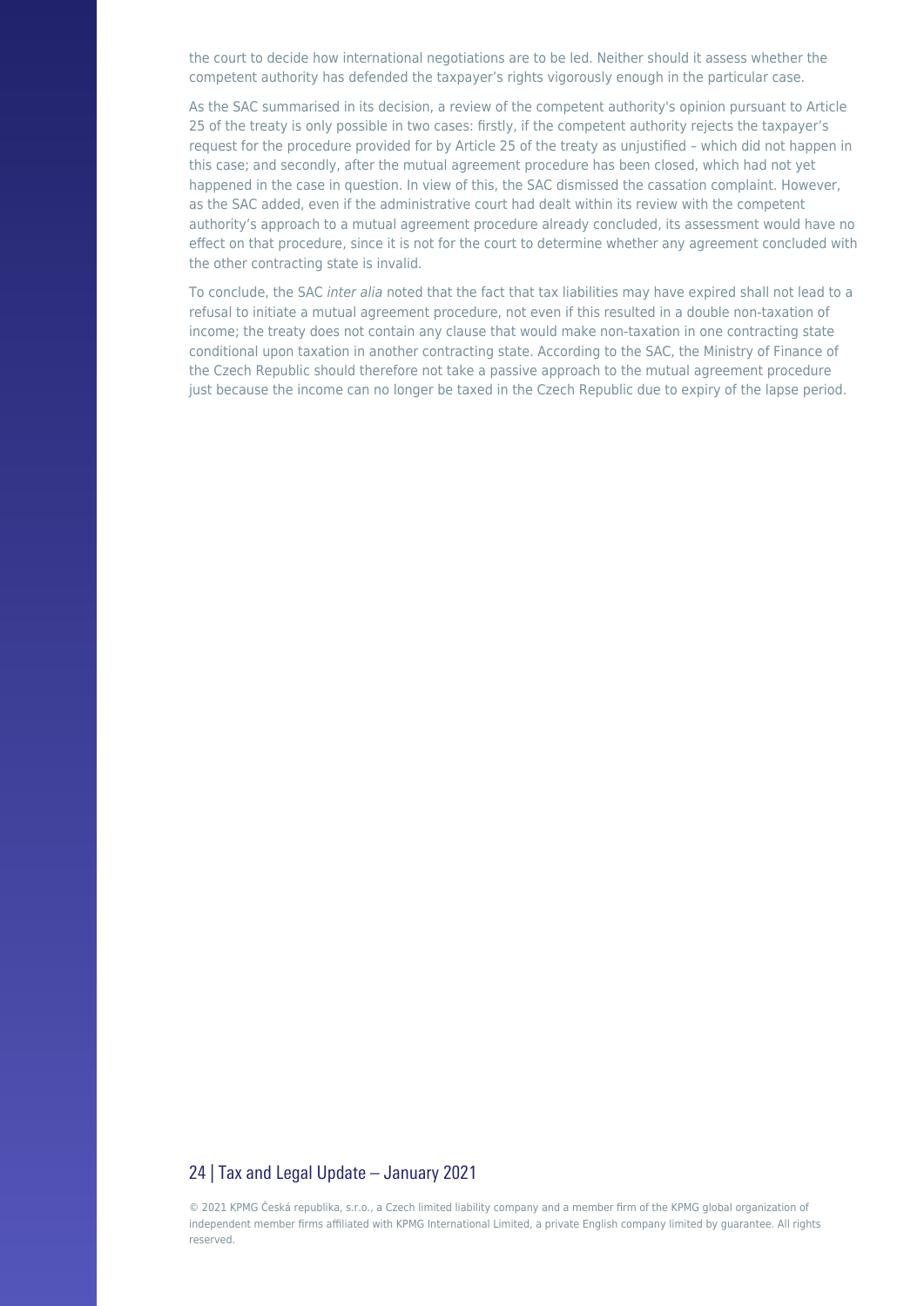the court to decide how international negotiations are to be led. Neither should it assess whether the competent authority has defended the taxpayer's rights vigorously enough in the particular case.

As the SAC summarised in its decision, a review of the competent authority's opinion pursuant to Article 25 of the treaty is only possible in two cases: firstly, if the competent authority rejects the taxpayer's request for the procedure provided for by Article 25 of the treaty as unjustified – which did not happen in this case; and secondly, after the mutual agreement procedure has been closed, which had not yet happened in the case in question. In view of this, the SAC dismissed the cassation complaint. However, as the SAC added, even if the administrative court had dealt within its review with the competent authority's approach to a mutual agreement procedure already concluded, its assessment would have no effect on that procedure, since it is not for the court to determine whether any agreement concluded with the other contracting state is invalid.

To conclude, the SAC *inter alia* noted that the fact that tax liabilities may have expired shall not lead to a refusal to initiate a mutual agreement procedure, not even if this resulted in a double non-taxation of income; the treaty does not contain any clause that would make non-taxation in one contracting state conditional upon taxation in another contracting state. According to the SAC, the Ministry of Finance of the Czech Republic should therefore not take a passive approach to the mutual agreement procedure just because the income can no longer be taxed in the Czech Republic due to expiry of the lapse period.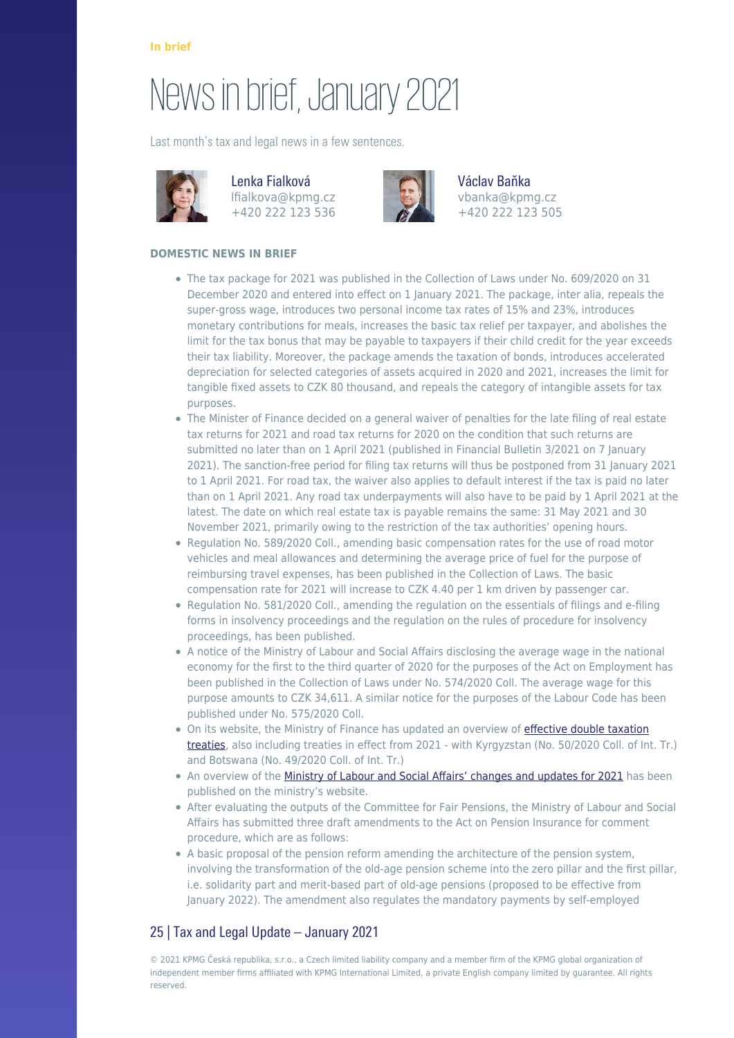In brief

# News in brief, January 2021

Last month's tax and legal news in a few sentences.

Lenka Fialková
lfialkova@kpmg.cz
+420 222 123 536

Václav Baňka
vbanka@kpmg.cz
+420 222 123 505

**DOMESTIC NEWS IN BRIEF**

- The tax package for 2021 was published in the Collection of Laws under No. 609/2020 on 31 December 2020 and entered into effect on 1 January 2021. The package, inter alia, repeals the super-gross wage, introduces two personal income tax rates of 15% and 23%, introduces monetary contributions for meals, increases the basic tax relief per taxpayer, and abolishes the limit for the tax bonus that may be payable to taxpayers if their child credit for the year exceeds their tax liability. Moreover, the package amends the taxation of bonds, introduces accelerated depreciation for selected categories of assets acquired in 2020 and 2021, increases the limit for tangible fixed assets to CZK 80 thousand, and repeals the category of intangible assets for tax purposes.
- The Minister of Finance decided on a general waiver of penalties for the late filing of real estate tax returns for 2021 and road tax returns for 2020 on the condition that such returns are submitted no later than on 1 April 2021 (published in Financial Bulletin 3/2021 on 7 January 2021). The sanction-free period for filing tax returns will thus be postponed from 31 January 2021 to 1 April 2021. For road tax, the waiver also applies to default interest if the tax is paid no later than on 1 April 2021. Any road tax underpayments will also have to be paid by 1 April 2021 at the latest. The date on which real estate tax is payable remains the same: 31 May 2021 and 30 November 2021, primarily owing to the restriction of the tax authorities' opening hours.
- Regulation No. 589/2020 Coll., amending basic compensation rates for the use of road motor vehicles and meal allowances and determining the average price of fuel for the purpose of reimbursing travel expenses, has been published in the Collection of Laws. The basic compensation rate for 2021 will increase to CZK 4.40 per 1 km driven by passenger car.
- Regulation No. 581/2020 Coll., amending the regulation on the essentials of filings and e-filing forms in insolvency proceedings and the regulation on the rules of procedure for insolvency proceedings, has been published.
- A notice of the Ministry of Labour and Social Affairs disclosing the average wage in the national economy for the first to the third quarter of 2020 for the purposes of the Act on Employment has been published in the Collection of Laws under No. 574/2020 Coll. The average wage for this purpose amounts to CZK 34,611. A similar notice for the purposes of the Labour Code has been published under No. 575/2020 Coll.
- On its website, the Ministry of Finance has updated an overview of effective double taxation treaties, also including treaties in effect from 2021 - with Kyrgyzstan (No. 50/2020 Coll. of Int. Tr.) and Botswana (No. 49/2020 Coll. of Int. Tr.)
- An overview of the Ministry of Labour and Social Affairs' changes and updates for 2021 has been published on the ministry's website.
- After evaluating the outputs of the Committee for Fair Pensions, the Ministry of Labour and Social Affairs has submitted three draft amendments to the Act on Pension Insurance for comment procedure, which are as follows:
- A basic proposal of the pension reform amending the architecture of the pension system, involving the transformation of the old-age pension scheme into the zero pillar and the first pillar, i.e. solidarity part and merit-based part of old-age pensions (proposed to be effective from January 2022). The amendment also regulates the mandatory payments by self-employed

© 2021 KPMG Česká republika, s.r.o., a Czech limited liability company and a member firm of the KPMG global organization of independent member firms affiliated with KPMG International Limited, a private English company limited by guarantee. All rights reserved.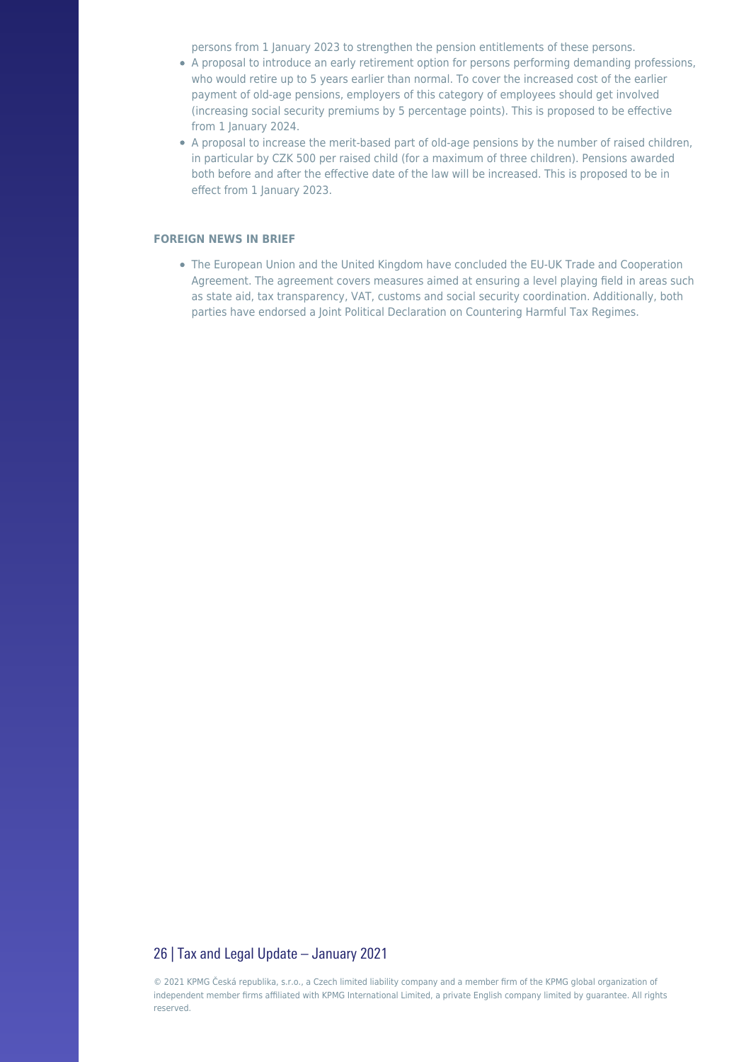persons from 1 January 2023 to strengthen the pension entitlements of these persons.

- A proposal to introduce an early retirement option for persons performing demanding professions, who would retire up to 5 years earlier than normal. To cover the increased cost of the earlier payment of old-age pensions, employers of this category of employees should get involved (increasing social security premiums by 5 percentage points). This is proposed to be effective from 1 January 2024.
- A proposal to increase the merit-based part of old-age pensions by the number of raised children, in particular by CZK 500 per raised child (for a maximum of three children). Pensions awarded both before and after the effective date of the law will be increased. This is proposed to be in effect from 1 January 2023.

#### FOREIGN NEWS IN BRIEF

- The European Union and the United Kingdom have concluded the EU-UK Trade and Cooperation Agreement. The agreement covers measures aimed at ensuring a level playing field in areas such as state aid, tax transparency, VAT, customs and social security coordination. Additionally, both parties have endorsed a Joint Political Declaration on Countering Harmful Tax Regimes.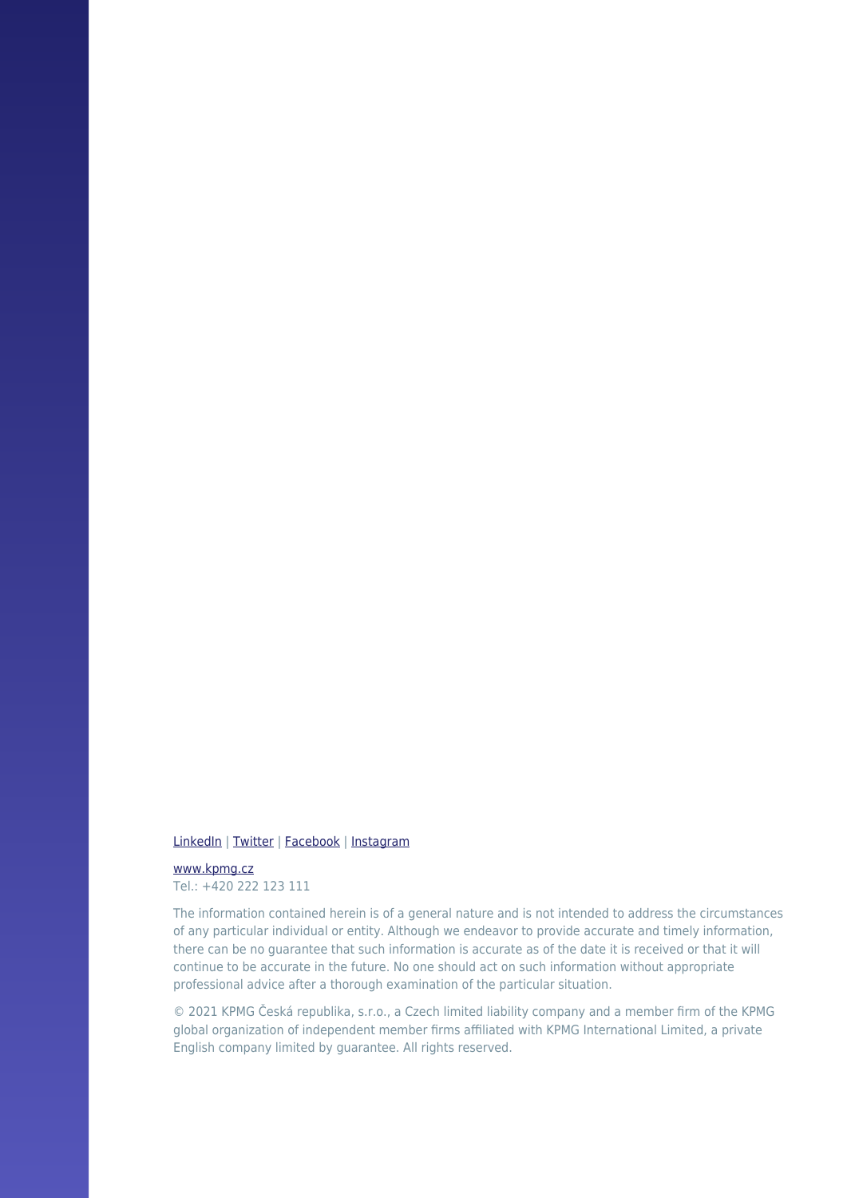LinkedIn | Twitter | Facebook | Instagram

www.kpmg.cz
Tel.: +420 222 123 111

The information contained herein is of a general nature and is not intended to address the circumstances of any particular individual or entity. Although we endeavor to provide accurate and timely information, there can be no guarantee that such information is accurate as of the date it is received or that it will continue to be accurate in the future. No one should act on such information without appropriate professional advice after a thorough examination of the particular situation.

© 2021 KPMG Česká republika, s.r.o., a Czech limited liability company and a member firm of the KPMG global organization of independent member firms affiliated with KPMG International Limited, a private English company limited by guarantee. All rights reserved.